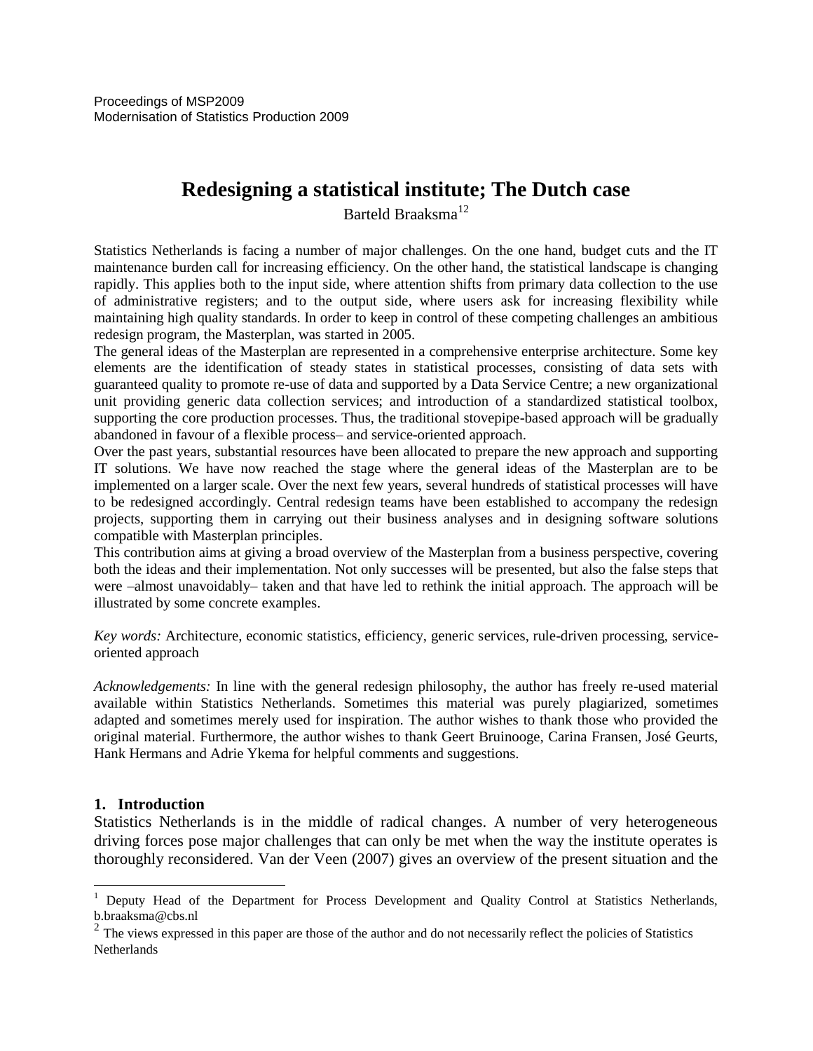Proceedings of MSP2009
Modernisation of Statistics Production 2009

# Redesigning a statistical institute; The Dutch case

Barteld Braaksma[1][2]

Statistics Netherlands is facing a number of major challenges. On the one hand, budget cuts and the IT maintenance burden call for increasing efficiency. On the other hand, the statistical landscape is changing rapidly. This applies both to the input side, where attention shifts from primary data collection to the use of administrative registers; and to the output side, where users ask for increasing flexibility while maintaining high quality standards. In order to keep in control of these competing challenges an ambitious redesign program, the Masterplan, was started in 2005.

The general ideas of the Masterplan are represented in a comprehensive enterprise architecture. Some key elements are the identification of steady states in statistical processes, consisting of data sets with guaranteed quality to promote re-use of data and supported by a Data Service Centre; a new organizational unit providing generic data collection services; and introduction of a standardized statistical toolbox, supporting the core production processes. Thus, the traditional stovepipe-based approach will be gradually abandoned in favour of a flexible process– and service-oriented approach.

Over the past years, substantial resources have been allocated to prepare the new approach and supporting IT solutions. We have now reached the stage where the general ideas of the Masterplan are to be implemented on a larger scale. Over the next few years, several hundreds of statistical processes will have to be redesigned accordingly. Central redesign teams have been established to accompany the redesign projects, supporting them in carrying out their business analyses and in designing software solutions compatible with Masterplan principles.

This contribution aims at giving a broad overview of the Masterplan from a business perspective, covering both the ideas and their implementation. Not only successes will be presented, but also the false steps that were –almost unavoidably– taken and that have led to rethink the initial approach. The approach will be illustrated by some concrete examples.

*Key words:* Architecture, economic statistics, efficiency, generic services, rule-driven processing, service-oriented approach

*Acknowledgements:* In line with the general redesign philosophy, the author has freely re-used material available within Statistics Netherlands. Sometimes this material was purely plagiarized, sometimes adapted and sometimes merely used for inspiration. The author wishes to thank those who provided the original material. Furthermore, the author wishes to thank Geert Bruinooge, Carina Fransen, José Geurts, Hank Hermans and Adrie Ykema for helpful comments and suggestions.

## 1. Introduction

Statistics Netherlands is in the middle of radical changes. A number of very heterogeneous driving forces pose major challenges that can only be met when the way the institute operates is thoroughly reconsidered. Van der Veen (2007) gives an overview of the present situation and the

---

[1] Deputy Head of the Department for Process Development and Quality Control at Statistics Netherlands, b.braaksma@cbs.nl

[2] The views expressed in this paper are those of the author and do not necessarily reflect the policies of Statistics Netherlands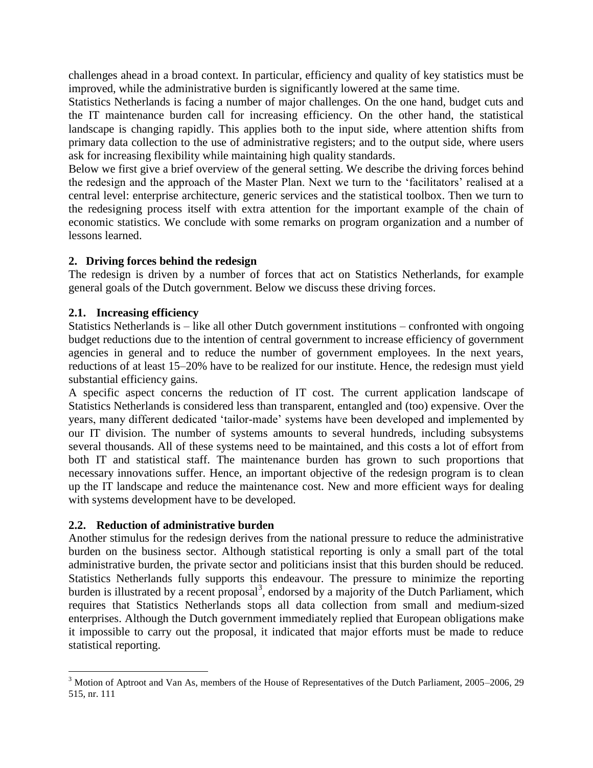challenges ahead in a broad context. In particular, efficiency and quality of key statistics must be improved, while the administrative burden is significantly lowered at the same time.

Statistics Netherlands is facing a number of major challenges. On the one hand, budget cuts and the IT maintenance burden call for increasing efficiency. On the other hand, the statistical landscape is changing rapidly. This applies both to the input side, where attention shifts from primary data collection to the use of administrative registers; and to the output side, where users ask for increasing flexibility while maintaining high quality standards.

Below we first give a brief overview of the general setting. We describe the driving forces behind the redesign and the approach of the Master Plan. Next we turn to the 'facilitators' realised at a central level: enterprise architecture, generic services and the statistical toolbox. Then we turn to the redesigning process itself with extra attention for the important example of the chain of economic statistics. We conclude with some remarks on program organization and a number of lessons learned.

## 2. Driving forces behind the redesign

The redesign is driven by a number of forces that act on Statistics Netherlands, for example general goals of the Dutch government. Below we discuss these driving forces.

### 2.1. Increasing efficiency

Statistics Netherlands is – like all other Dutch government institutions – confronted with ongoing budget reductions due to the intention of central government to increase efficiency of government agencies in general and to reduce the number of government employees. In the next years, reductions of at least 15–20% have to be realized for our institute. Hence, the redesign must yield substantial efficiency gains.

A specific aspect concerns the reduction of IT cost. The current application landscape of Statistics Netherlands is considered less than transparent, entangled and (too) expensive. Over the years, many different dedicated 'tailor-made' systems have been developed and implemented by our IT division. The number of systems amounts to several hundreds, including subsystems several thousands. All of these systems need to be maintained, and this costs a lot of effort from both IT and statistical staff. The maintenance burden has grown to such proportions that necessary innovations suffer. Hence, an important objective of the redesign program is to clean up the IT landscape and reduce the maintenance cost. New and more efficient ways for dealing with systems development have to be developed.

### 2.2. Reduction of administrative burden

Another stimulus for the redesign derives from the national pressure to reduce the administrative burden on the business sector. Although statistical reporting is only a small part of the total administrative burden, the private sector and politicians insist that this burden should be reduced. Statistics Netherlands fully supports this endeavour. The pressure to minimize the reporting burden is illustrated by a recent proposal[3], endorsed by a majority of the Dutch Parliament, which requires that Statistics Netherlands stops all data collection from small and medium-sized enterprises. Although the Dutch government immediately replied that European obligations make it impossible to carry out the proposal, it indicated that major efforts must be made to reduce statistical reporting.

[3] Motion of Aptroot and Van As, members of the House of Representatives of the Dutch Parliament, 2005–2006, 29 515, nr. 111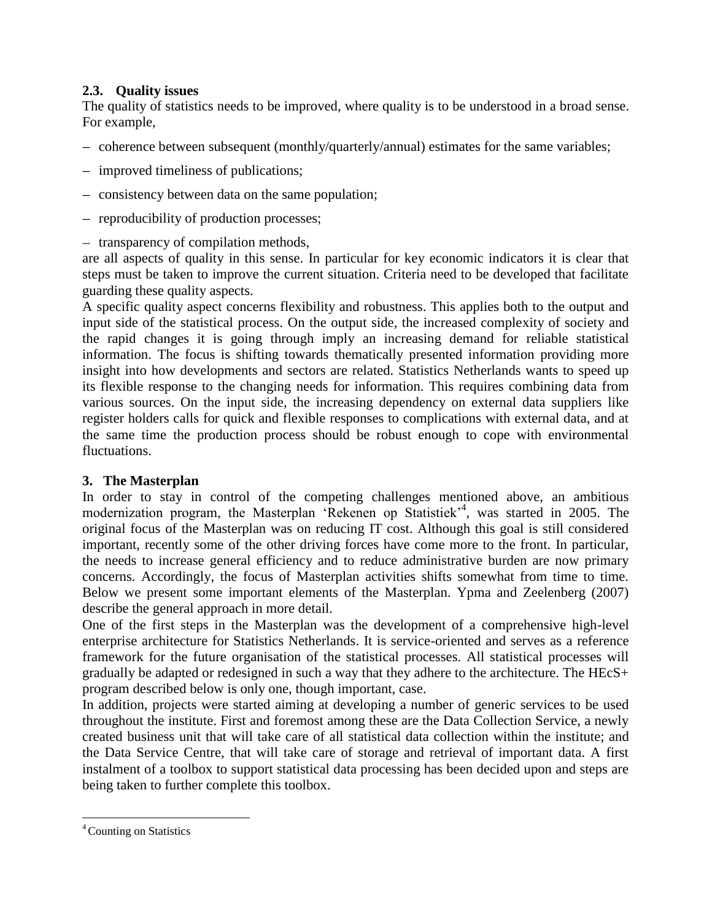### 2.3. Quality issues

The quality of statistics needs to be improved, where quality is to be understood in a broad sense. For example,

- coherence between subsequent (monthly/quarterly/annual) estimates for the same variables;
- improved timeliness of publications;
- consistency between data on the same population;
- reproducibility of production processes;
- transparency of compilation methods,

are all aspects of quality in this sense. In particular for key economic indicators it is clear that steps must be taken to improve the current situation. Criteria need to be developed that facilitate guarding these quality aspects.

A specific quality aspect concerns flexibility and robustness. This applies both to the output and input side of the statistical process. On the output side, the increased complexity of society and the rapid changes it is going through imply an increasing demand for reliable statistical information. The focus is shifting towards thematically presented information providing more insight into how developments and sectors are related. Statistics Netherlands wants to speed up its flexible response to the changing needs for information. This requires combining data from various sources. On the input side, the increasing dependency on external data suppliers like register holders calls for quick and flexible responses to complications with external data, and at the same time the production process should be robust enough to cope with environmental fluctuations.

## 3. The Masterplan

In order to stay in control of the competing challenges mentioned above, an ambitious modernization program, the Masterplan 'Rekenen op Statistiek'[4], was started in 2005. The original focus of the Masterplan was on reducing IT cost. Although this goal is still considered important, recently some of the other driving forces have come more to the front. In particular, the needs to increase general efficiency and to reduce administrative burden are now primary concerns. Accordingly, the focus of Masterplan activities shifts somewhat from time to time. Below we present some important elements of the Masterplan. Ypma and Zeelenberg (2007) describe the general approach in more detail.

One of the first steps in the Masterplan was the development of a comprehensive high-level enterprise architecture for Statistics Netherlands. It is service-oriented and serves as a reference framework for the future organisation of the statistical processes. All statistical processes will gradually be adapted or redesigned in such a way that they adhere to the architecture. The HEcS+ program described below is only one, though important, case.

In addition, projects were started aiming at developing a number of generic services to be used throughout the institute. First and foremost among these are the Data Collection Service, a newly created business unit that will take care of all statistical data collection within the institute; and the Data Service Centre, that will take care of storage and retrieval of important data. A first instalment of a toolbox to support statistical data processing has been decided upon and steps are being taken to further complete this toolbox.

[4] Counting on Statistics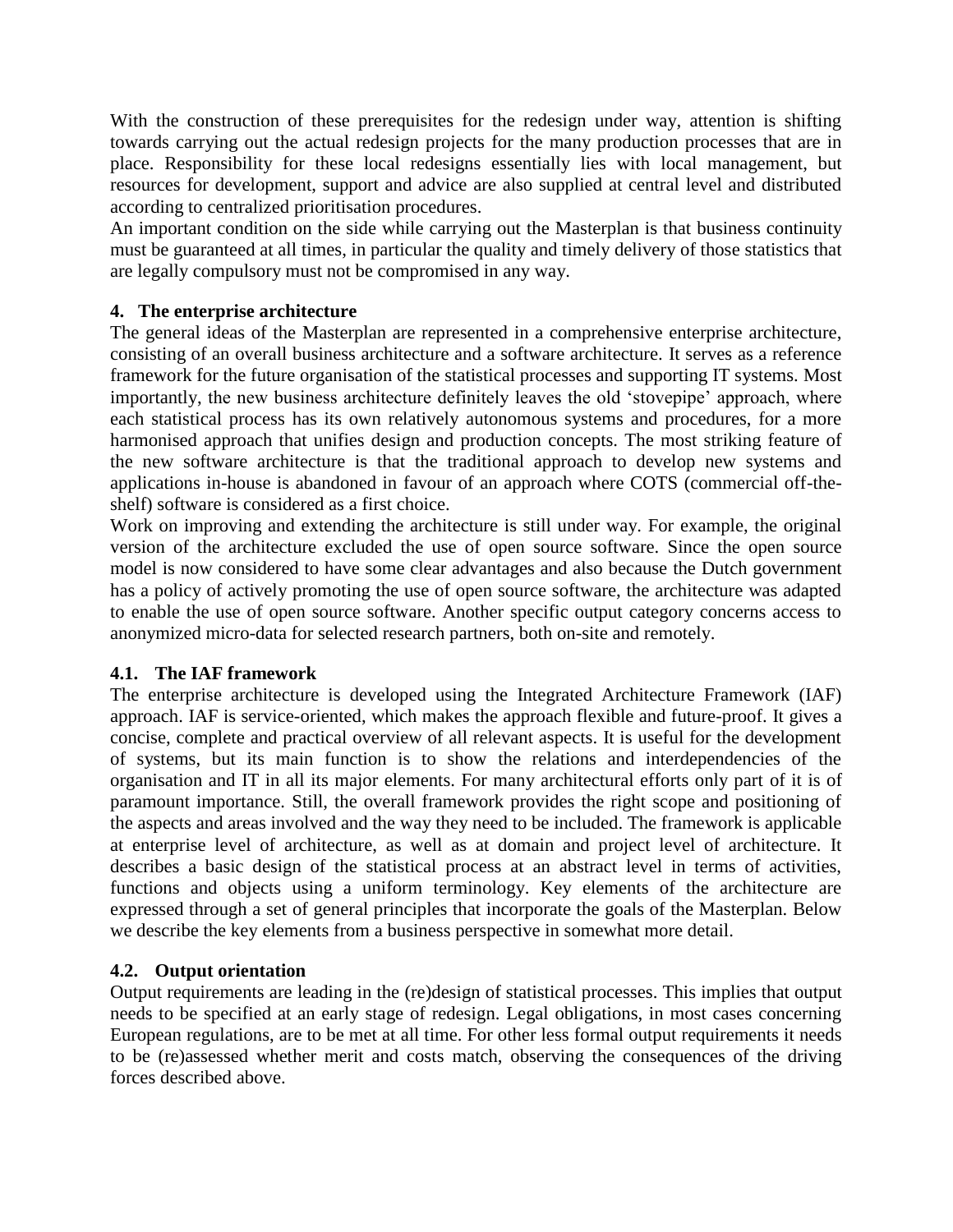With the construction of these prerequisites for the redesign under way, attention is shifting towards carrying out the actual redesign projects for the many production processes that are in place. Responsibility for these local redesigns essentially lies with local management, but resources for development, support and advice are also supplied at central level and distributed according to centralized prioritisation procedures.

An important condition on the side while carrying out the Masterplan is that business continuity must be guaranteed at all times, in particular the quality and timely delivery of those statistics that are legally compulsory must not be compromised in any way.

## 4. The enterprise architecture

The general ideas of the Masterplan are represented in a comprehensive enterprise architecture, consisting of an overall business architecture and a software architecture. It serves as a reference framework for the future organisation of the statistical processes and supporting IT systems. Most importantly, the new business architecture definitely leaves the old 'stovepipe' approach, where each statistical process has its own relatively autonomous systems and procedures, for a more harmonised approach that unifies design and production concepts. The most striking feature of the new software architecture is that the traditional approach to develop new systems and applications in-house is abandoned in favour of an approach where COTS (commercial off-the-shelf) software is considered as a first choice.

Work on improving and extending the architecture is still under way. For example, the original version of the architecture excluded the use of open source software. Since the open source model is now considered to have some clear advantages and also because the Dutch government has a policy of actively promoting the use of open source software, the architecture was adapted to enable the use of open source software. Another specific output category concerns access to anonymized micro-data for selected research partners, both on-site and remotely.

### 4.1. The IAF framework

The enterprise architecture is developed using the Integrated Architecture Framework (IAF) approach. IAF is service-oriented, which makes the approach flexible and future-proof. It gives a concise, complete and practical overview of all relevant aspects. It is useful for the development of systems, but its main function is to show the relations and interdependencies of the organisation and IT in all its major elements. For many architectural efforts only part of it is of paramount importance. Still, the overall framework provides the right scope and positioning of the aspects and areas involved and the way they need to be included. The framework is applicable at enterprise level of architecture, as well as at domain and project level of architecture. It describes a basic design of the statistical process at an abstract level in terms of activities, functions and objects using a uniform terminology. Key elements of the architecture are expressed through a set of general principles that incorporate the goals of the Masterplan. Below we describe the key elements from a business perspective in somewhat more detail.

### 4.2. Output orientation

Output requirements are leading in the (re)design of statistical processes. This implies that output needs to be specified at an early stage of redesign. Legal obligations, in most cases concerning European regulations, are to be met at all time. For other less formal output requirements it needs to be (re)assessed whether merit and costs match, observing the consequences of the driving forces described above.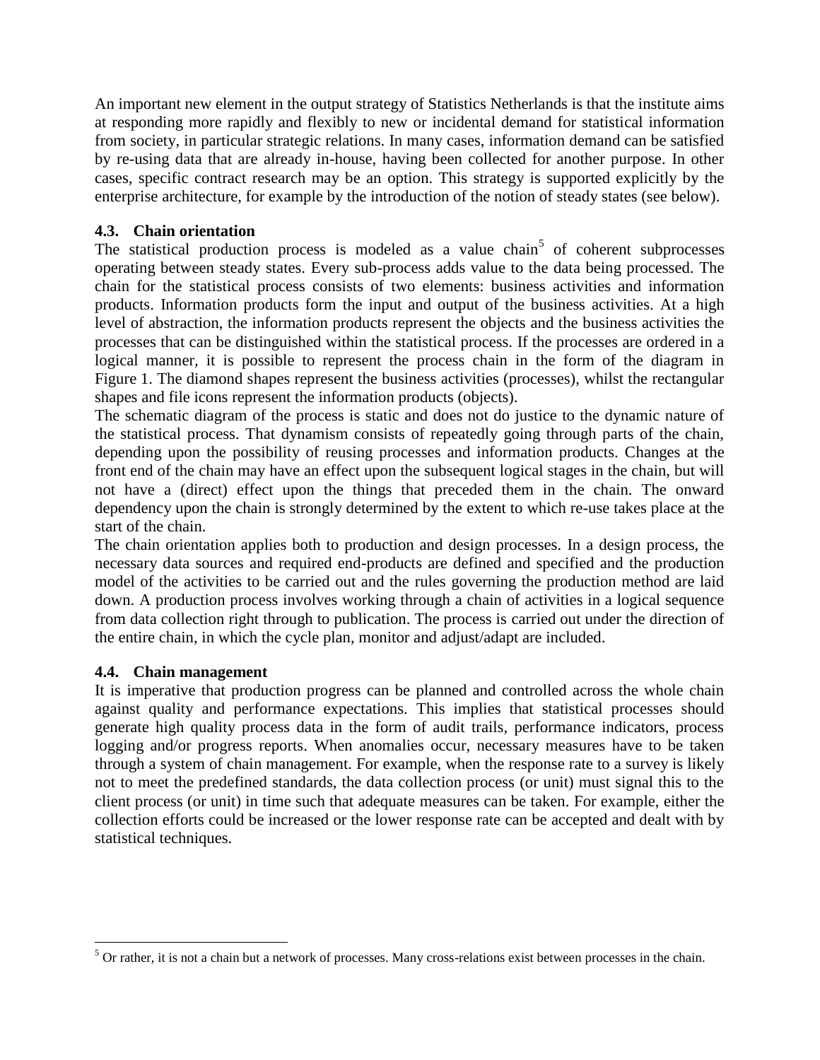An important new element in the output strategy of Statistics Netherlands is that the institute aims at responding more rapidly and flexibly to new or incidental demand for statistical information from society, in particular strategic relations. In many cases, information demand can be satisfied by re-using data that are already in-house, having been collected for another purpose. In other cases, specific contract research may be an option. This strategy is supported explicitly by the enterprise architecture, for example by the introduction of the notion of steady states (see below).

### 4.3. Chain orientation

The statistical production process is modeled as a value chain[5] of coherent subprocesses operating between steady states. Every sub-process adds value to the data being processed. The chain for the statistical process consists of two elements: business activities and information products. Information products form the input and output of the business activities. At a high level of abstraction, the information products represent the objects and the business activities the processes that can be distinguished within the statistical process. If the processes are ordered in a logical manner, it is possible to represent the process chain in the form of the diagram in Figure 1. The diamond shapes represent the business activities (processes), whilst the rectangular shapes and file icons represent the information products (objects).

The schematic diagram of the process is static and does not do justice to the dynamic nature of the statistical process. That dynamism consists of repeatedly going through parts of the chain, depending upon the possibility of reusing processes and information products. Changes at the front end of the chain may have an effect upon the subsequent logical stages in the chain, but will not have a (direct) effect upon the things that preceded them in the chain. The onward dependency upon the chain is strongly determined by the extent to which re-use takes place at the start of the chain.

The chain orientation applies both to production and design processes. In a design process, the necessary data sources and required end-products are defined and specified and the production model of the activities to be carried out and the rules governing the production method are laid down. A production process involves working through a chain of activities in a logical sequence from data collection right through to publication. The process is carried out under the direction of the entire chain, in which the cycle plan, monitor and adjust/adapt are included.

### 4.4. Chain management

It is imperative that production progress can be planned and controlled across the whole chain against quality and performance expectations. This implies that statistical processes should generate high quality process data in the form of audit trails, performance indicators, process logging and/or progress reports. When anomalies occur, necessary measures have to be taken through a system of chain management. For example, when the response rate to a survey is likely not to meet the predefined standards, the data collection process (or unit) must signal this to the client process (or unit) in time such that adequate measures can be taken. For example, either the collection efforts could be increased or the lower response rate can be accepted and dealt with by statistical techniques.

---

[5] Or rather, it is not a chain but a network of processes. Many cross-relations exist between processes in the chain.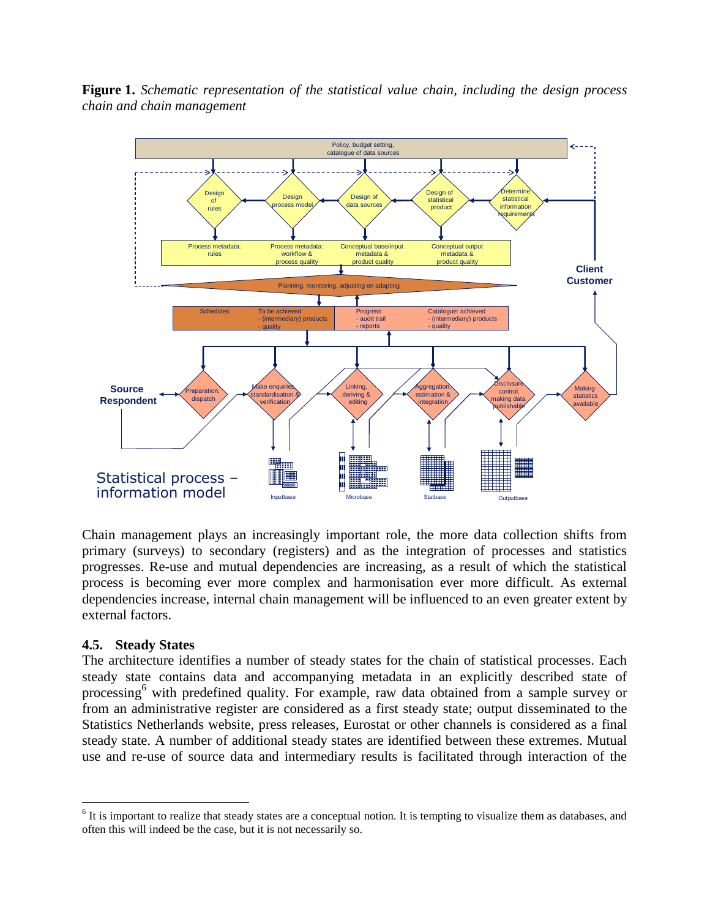**Figure 1.** *Schematic representation of the statistical value chain, including the design process chain and chain management*

Chain management plays an increasingly important role, the more data collection shifts from primary (surveys) to secondary (registers) and as the integration of processes and statistics progresses. Re-use and mutual dependencies are increasing, as a result of which the statistical process is becoming ever more complex and harmonisation ever more difficult. As external dependencies increase, internal chain management will be influenced to an even greater extent by external factors.

### 4.5. Steady States

The architecture identifies a number of steady states for the chain of statistical processes. Each steady state contains data and accompanying metadata in an explicitly described state of processing[6] with predefined quality. For example, raw data obtained from a sample survey or from an administrative register are considered as a first steady state; output disseminated to the Statistics Netherlands website, press releases, Eurostat or other channels is considered as a final steady state. A number of additional steady states are identified between these extremes. Mutual use and re-use of source data and intermediary results is facilitated through interaction of the

[6] It is important to realize that steady states are a conceptual notion. It is tempting to visualize them as databases, and often this will indeed be the case, but it is not necessarily so.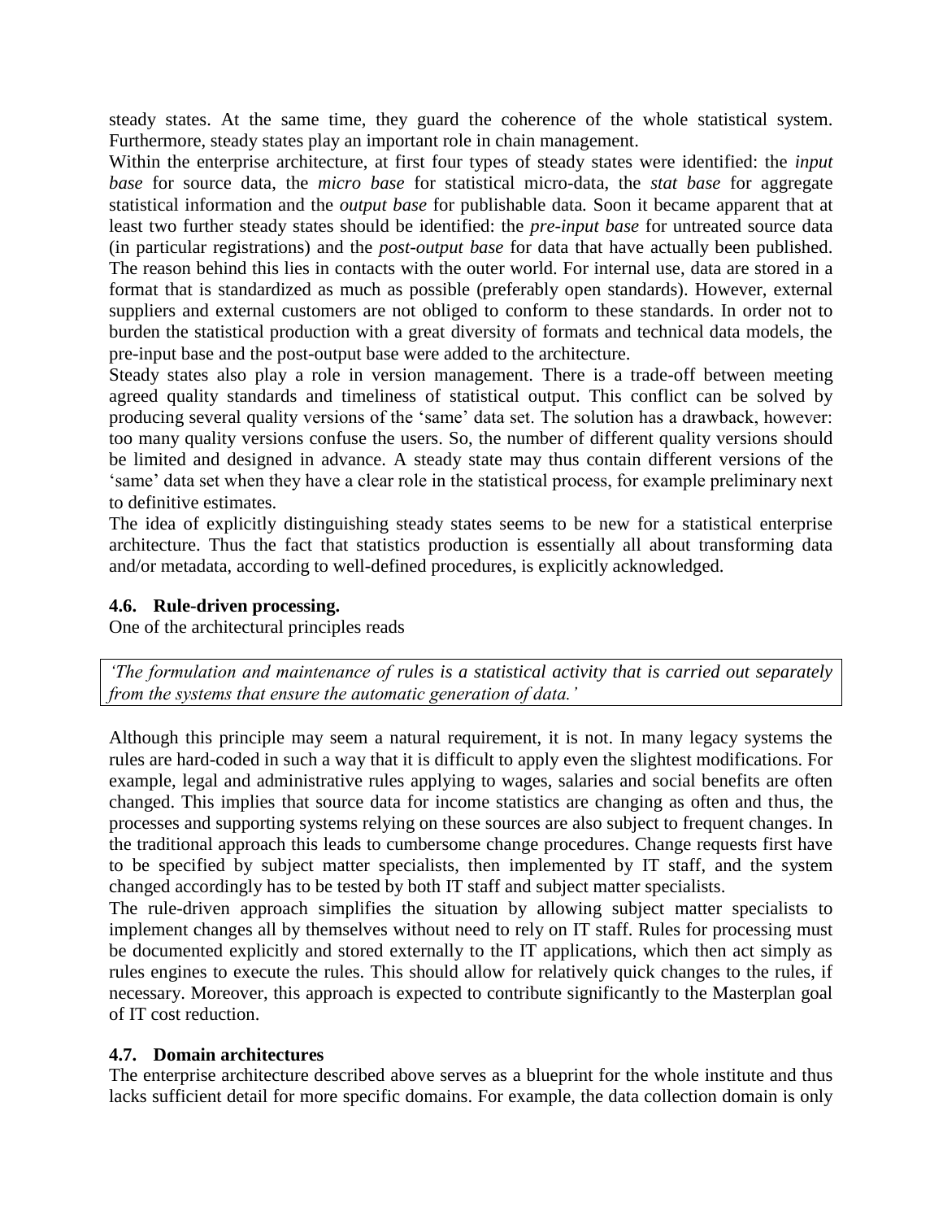steady states. At the same time, they guard the coherence of the whole statistical system. Furthermore, steady states play an important role in chain management.

Within the enterprise architecture, at first four types of steady states were identified: the *input base* for source data, the *micro base* for statistical micro-data, the *stat base* for aggregate statistical information and the *output base* for publishable data. Soon it became apparent that at least two further steady states should be identified: the *pre-input base* for untreated source data (in particular registrations) and the *post-output base* for data that have actually been published. The reason behind this lies in contacts with the outer world. For internal use, data are stored in a format that is standardized as much as possible (preferably open standards). However, external suppliers and external customers are not obliged to conform to these standards. In order not to burden the statistical production with a great diversity of formats and technical data models, the pre-input base and the post-output base were added to the architecture.

Steady states also play a role in version management. There is a trade-off between meeting agreed quality standards and timeliness of statistical output. This conflict can be solved by producing several quality versions of the 'same' data set. The solution has a drawback, however: too many quality versions confuse the users. So, the number of different quality versions should be limited and designed in advance. A steady state may thus contain different versions of the 'same' data set when they have a clear role in the statistical process, for example preliminary next to definitive estimates.

The idea of explicitly distinguishing steady states seems to be new for a statistical enterprise architecture. Thus the fact that statistics production is essentially all about transforming data and/or metadata, according to well-defined procedures, is explicitly acknowledged.

### 4.6. Rule-driven processing.

One of the architectural principles reads

> *'The formulation and maintenance of rules is a statistical activity that is carried out separately from the systems that ensure the automatic generation of data.'*

Although this principle may seem a natural requirement, it is not. In many legacy systems the rules are hard-coded in such a way that it is difficult to apply even the slightest modifications. For example, legal and administrative rules applying to wages, salaries and social benefits are often changed. This implies that source data for income statistics are changing as often and thus, the processes and supporting systems relying on these sources are also subject to frequent changes. In the traditional approach this leads to cumbersome change procedures. Change requests first have to be specified by subject matter specialists, then implemented by IT staff, and the system changed accordingly has to be tested by both IT staff and subject matter specialists.

The rule-driven approach simplifies the situation by allowing subject matter specialists to implement changes all by themselves without need to rely on IT staff. Rules for processing must be documented explicitly and stored externally to the IT applications, which then act simply as rules engines to execute the rules. This should allow for relatively quick changes to the rules, if necessary. Moreover, this approach is expected to contribute significantly to the Masterplan goal of IT cost reduction.

### 4.7. Domain architectures

The enterprise architecture described above serves as a blueprint for the whole institute and thus lacks sufficient detail for more specific domains. For example, the data collection domain is only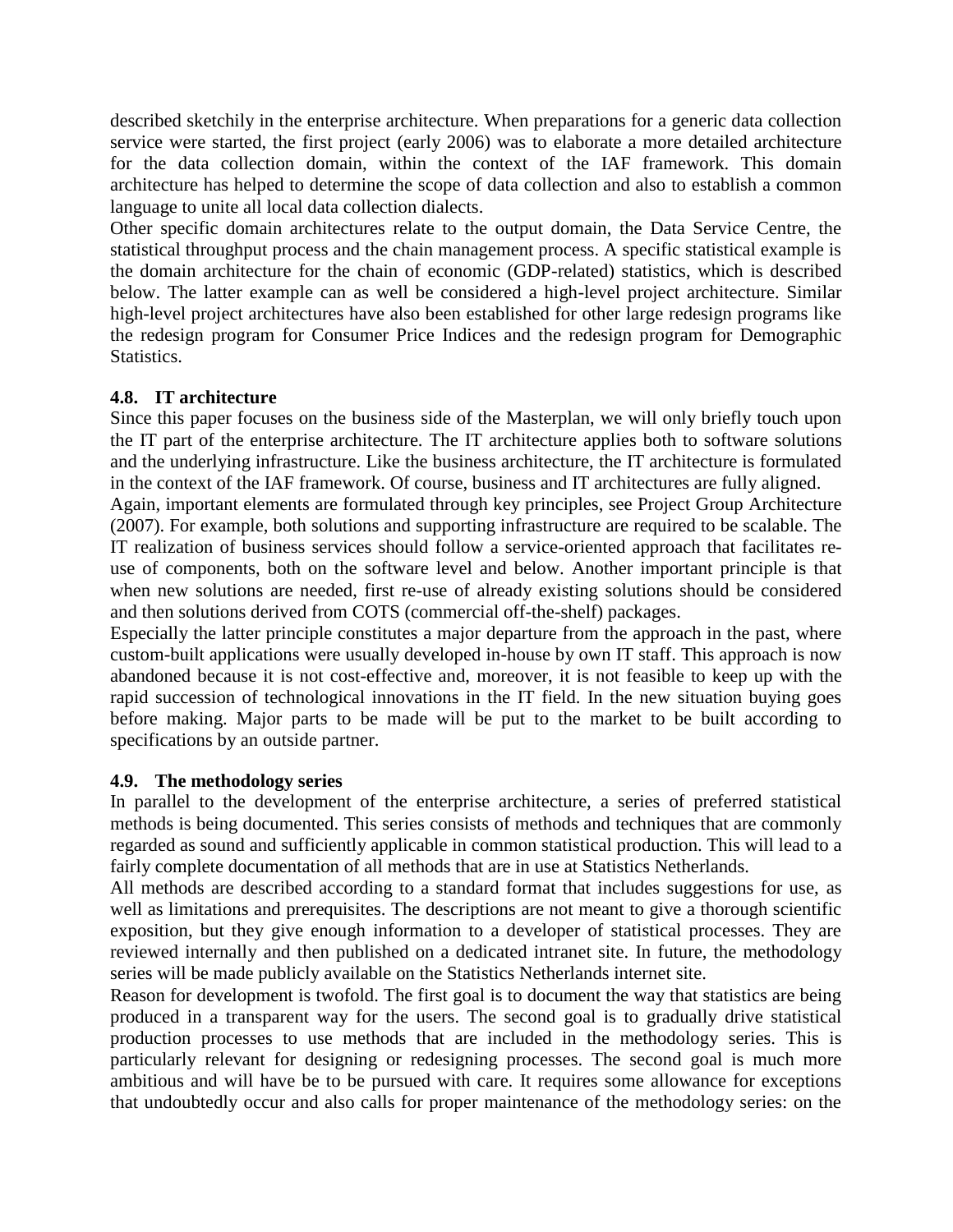described sketchily in the enterprise architecture. When preparations for a generic data collection service were started, the first project (early 2006) was to elaborate a more detailed architecture for the data collection domain, within the context of the IAF framework. This domain architecture has helped to determine the scope of data collection and also to establish a common language to unite all local data collection dialects.

Other specific domain architectures relate to the output domain, the Data Service Centre, the statistical throughput process and the chain management process. A specific statistical example is the domain architecture for the chain of economic (GDP-related) statistics, which is described below. The latter example can as well be considered a high-level project architecture. Similar high-level project architectures have also been established for other large redesign programs like the redesign program for Consumer Price Indices and the redesign program for Demographic Statistics.

### 4.8. IT architecture

Since this paper focuses on the business side of the Masterplan, we will only briefly touch upon the IT part of the enterprise architecture. The IT architecture applies both to software solutions and the underlying infrastructure. Like the business architecture, the IT architecture is formulated in the context of the IAF framework. Of course, business and IT architectures are fully aligned.

Again, important elements are formulated through key principles, see Project Group Architecture (2007). For example, both solutions and supporting infrastructure are required to be scalable. The IT realization of business services should follow a service-oriented approach that facilitates re-use of components, both on the software level and below. Another important principle is that when new solutions are needed, first re-use of already existing solutions should be considered and then solutions derived from COTS (commercial off-the-shelf) packages.

Especially the latter principle constitutes a major departure from the approach in the past, where custom-built applications were usually developed in-house by own IT staff. This approach is now abandoned because it is not cost-effective and, moreover, it is not feasible to keep up with the rapid succession of technological innovations in the IT field. In the new situation buying goes before making. Major parts to be made will be put to the market to be built according to specifications by an outside partner.

### 4.9. The methodology series

In parallel to the development of the enterprise architecture, a series of preferred statistical methods is being documented. This series consists of methods and techniques that are commonly regarded as sound and sufficiently applicable in common statistical production. This will lead to a fairly complete documentation of all methods that are in use at Statistics Netherlands.

All methods are described according to a standard format that includes suggestions for use, as well as limitations and prerequisites. The descriptions are not meant to give a thorough scientific exposition, but they give enough information to a developer of statistical processes. They are reviewed internally and then published on a dedicated intranet site. In future, the methodology series will be made publicly available on the Statistics Netherlands internet site.

Reason for development is twofold. The first goal is to document the way that statistics are being produced in a transparent way for the users. The second goal is to gradually drive statistical production processes to use methods that are included in the methodology series. This is particularly relevant for designing or redesigning processes. The second goal is much more ambitious and will have be to be pursued with care. It requires some allowance for exceptions that undoubtedly occur and also calls for proper maintenance of the methodology series: on the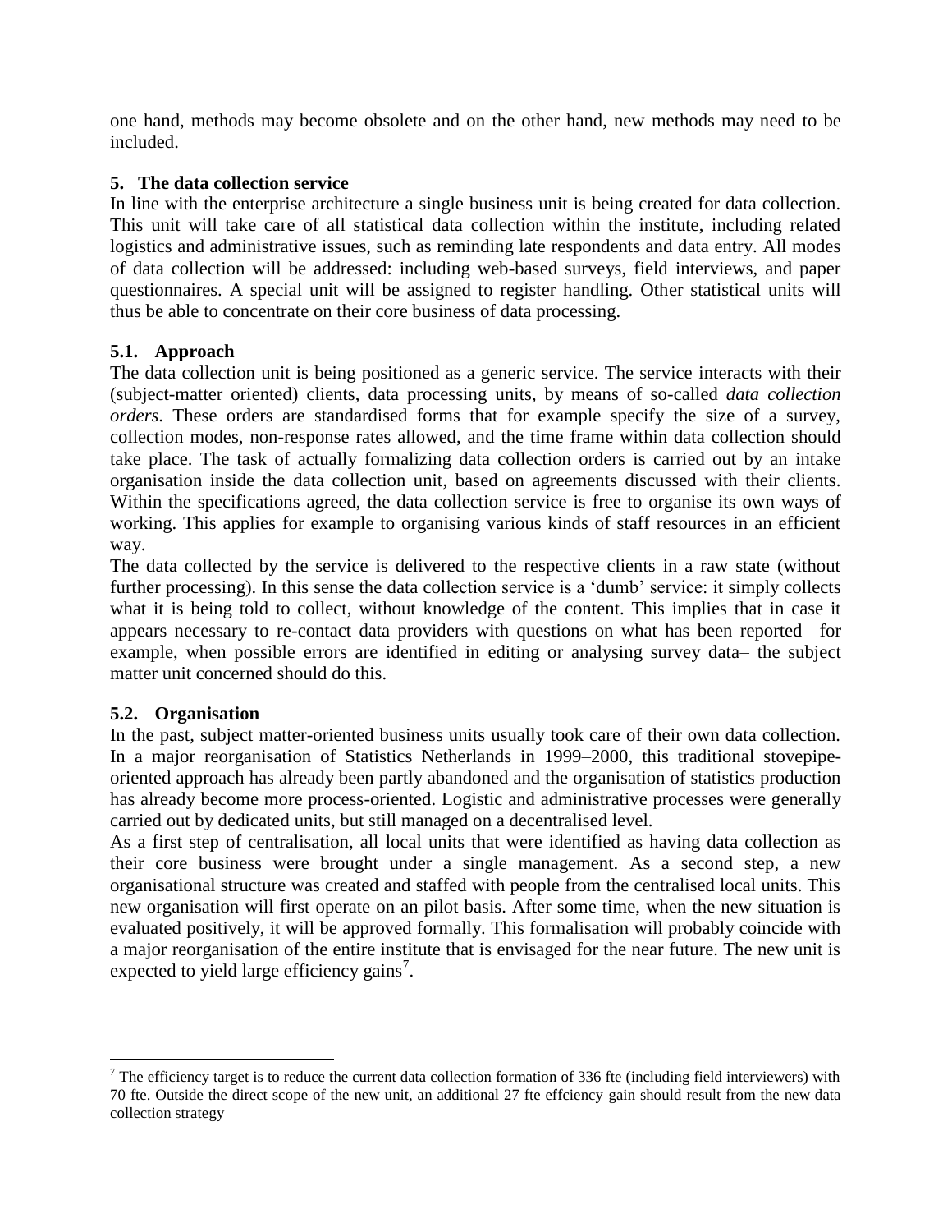one hand, methods may become obsolete and on the other hand, new methods may need to be included.

## 5. The data collection service

In line with the enterprise architecture a single business unit is being created for data collection. This unit will take care of all statistical data collection within the institute, including related logistics and administrative issues, such as reminding late respondents and data entry. All modes of data collection will be addressed: including web-based surveys, field interviews, and paper questionnaires. A special unit will be assigned to register handling. Other statistical units will thus be able to concentrate on their core business of data processing.

### 5.1. Approach

The data collection unit is being positioned as a generic service. The service interacts with their (subject-matter oriented) clients, data processing units, by means of so-called *data collection orders*. These orders are standardised forms that for example specify the size of a survey, collection modes, non-response rates allowed, and the time frame within data collection should take place. The task of actually formalizing data collection orders is carried out by an intake organisation inside the data collection unit, based on agreements discussed with their clients. Within the specifications agreed, the data collection service is free to organise its own ways of working. This applies for example to organising various kinds of staff resources in an efficient way.

The data collected by the service is delivered to the respective clients in a raw state (without further processing). In this sense the data collection service is a 'dumb' service: it simply collects what it is being told to collect, without knowledge of the content. This implies that in case it appears necessary to re-contact data providers with questions on what has been reported –for example, when possible errors are identified in editing or analysing survey data– the subject matter unit concerned should do this.

### 5.2. Organisation

In the past, subject matter-oriented business units usually took care of their own data collection. In a major reorganisation of Statistics Netherlands in 1999–2000, this traditional stovepipe-oriented approach has already been partly abandoned and the organisation of statistics production has already become more process-oriented. Logistic and administrative processes were generally carried out by dedicated units, but still managed on a decentralised level.

As a first step of centralisation, all local units that were identified as having data collection as their core business were brought under a single management. As a second step, a new organisational structure was created and staffed with people from the centralised local units. This new organisation will first operate on an pilot basis. After some time, when the new situation is evaluated positively, it will be approved formally. This formalisation will probably coincide with a major reorganisation of the entire institute that is envisaged for the near future. The new unit is expected to yield large efficiency gains[7].

---

[7] The efficiency target is to reduce the current data collection formation of 336 fte (including field interviewers) with 70 fte. Outside the direct scope of the new unit, an additional 27 fte effciency gain should result from the new data collection strategy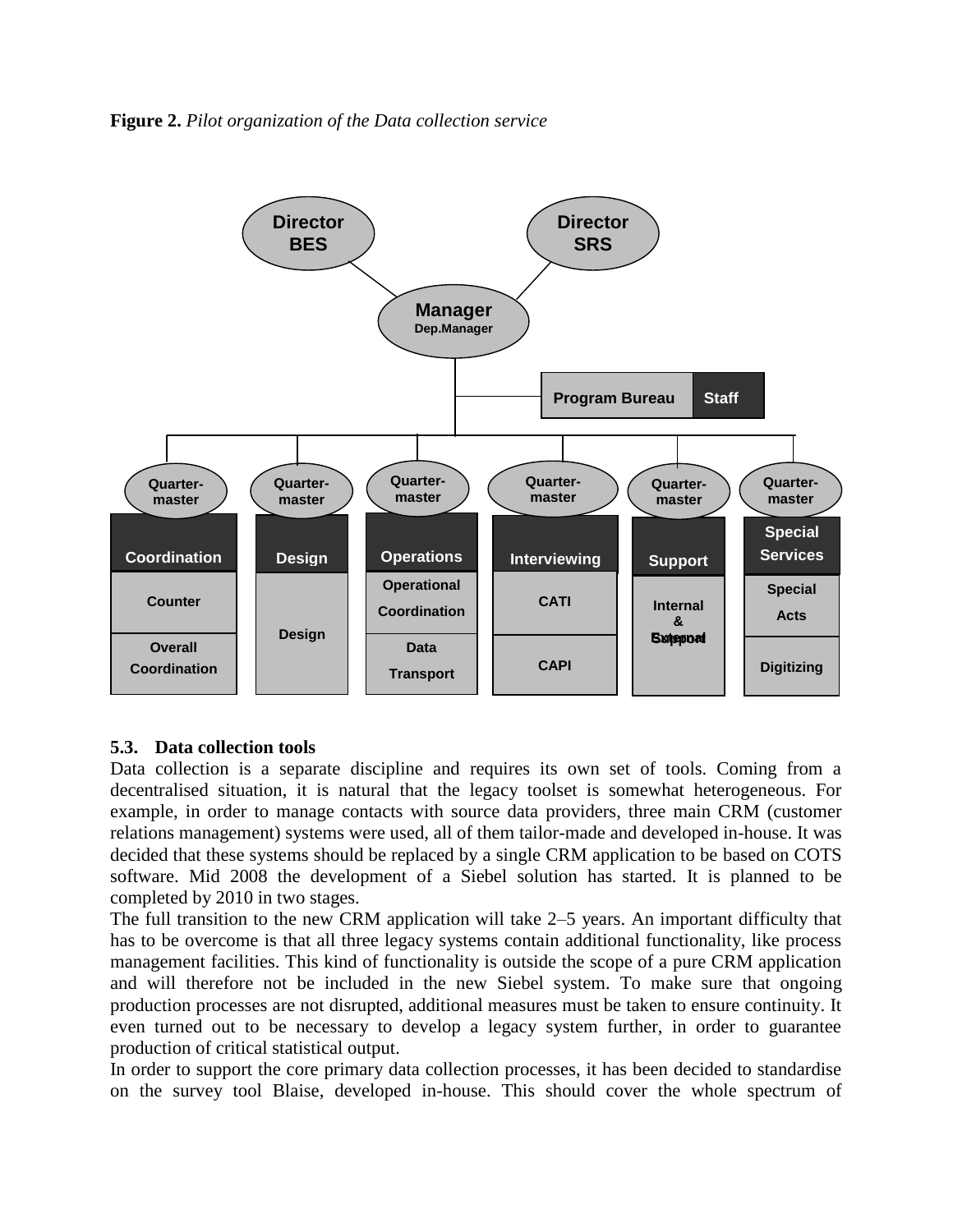**Figure 2.** *Pilot organization of the Data collection service*

### 5.3. Data collection tools

Data collection is a separate discipline and requires its own set of tools. Coming from a decentralised situation, it is natural that the legacy toolset is somewhat heterogeneous. For example, in order to manage contacts with source data providers, three main CRM (customer relations management) systems were used, all of them tailor-made and developed in-house. It was decided that these systems should be replaced by a single CRM application to be based on COTS software. Mid 2008 the development of a Siebel solution has started. It is planned to be completed by 2010 in two stages.

The full transition to the new CRM application will take 2–5 years. An important difficulty that has to be overcome is that all three legacy systems contain additional functionality, like process management facilities. This kind of functionality is outside the scope of a pure CRM application and will therefore not be included in the new Siebel system. To make sure that ongoing production processes are not disrupted, additional measures must be taken to ensure continuity. It even turned out to be necessary to develop a legacy system further, in order to guarantee production of critical statistical output.

In order to support the core primary data collection processes, it has been decided to standardise on the survey tool Blaise, developed in-house. This should cover the whole spectrum of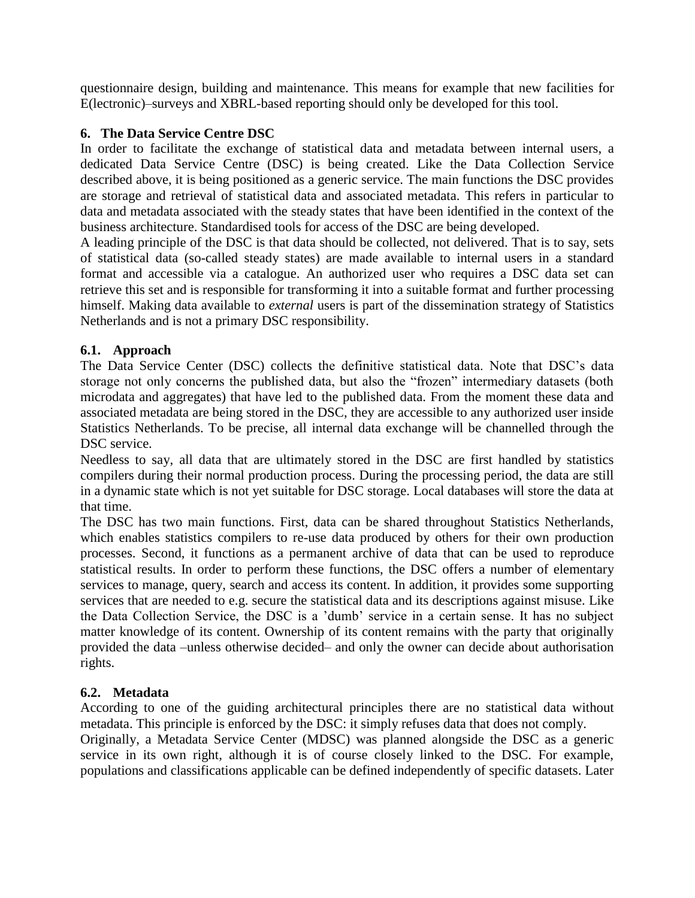questionnaire design, building and maintenance. This means for example that new facilities for E(lectronic)–surveys and XBRL-based reporting should only be developed for this tool.

## 6. The Data Service Centre DSC

In order to facilitate the exchange of statistical data and metadata between internal users, a dedicated Data Service Centre (DSC) is being created. Like the Data Collection Service described above, it is being positioned as a generic service. The main functions the DSC provides are storage and retrieval of statistical data and associated metadata. This refers in particular to data and metadata associated with the steady states that have been identified in the context of the business architecture. Standardised tools for access of the DSC are being developed.

A leading principle of the DSC is that data should be collected, not delivered. That is to say, sets of statistical data (so-called steady states) are made available to internal users in a standard format and accessible via a catalogue. An authorized user who requires a DSC data set can retrieve this set and is responsible for transforming it into a suitable format and further processing himself. Making data available to *external* users is part of the dissemination strategy of Statistics Netherlands and is not a primary DSC responsibility.

### 6.1. Approach

The Data Service Center (DSC) collects the definitive statistical data. Note that DSC's data storage not only concerns the published data, but also the "frozen" intermediary datasets (both microdata and aggregates) that have led to the published data. From the moment these data and associated metadata are being stored in the DSC, they are accessible to any authorized user inside Statistics Netherlands. To be precise, all internal data exchange will be channelled through the DSC service.

Needless to say, all data that are ultimately stored in the DSC are first handled by statistics compilers during their normal production process. During the processing period, the data are still in a dynamic state which is not yet suitable for DSC storage. Local databases will store the data at that time.

The DSC has two main functions. First, data can be shared throughout Statistics Netherlands, which enables statistics compilers to re-use data produced by others for their own production processes. Second, it functions as a permanent archive of data that can be used to reproduce statistical results. In order to perform these functions, the DSC offers a number of elementary services to manage, query, search and access its content. In addition, it provides some supporting services that are needed to e.g. secure the statistical data and its descriptions against misuse. Like the Data Collection Service, the DSC is a 'dumb' service in a certain sense. It has no subject matter knowledge of its content. Ownership of its content remains with the party that originally provided the data –unless otherwise decided– and only the owner can decide about authorisation rights.

### 6.2. Metadata

According to one of the guiding architectural principles there are no statistical data without metadata. This principle is enforced by the DSC: it simply refuses data that does not comply.

Originally, a Metadata Service Center (MDSC) was planned alongside the DSC as a generic service in its own right, although it is of course closely linked to the DSC. For example, populations and classifications applicable can be defined independently of specific datasets. Later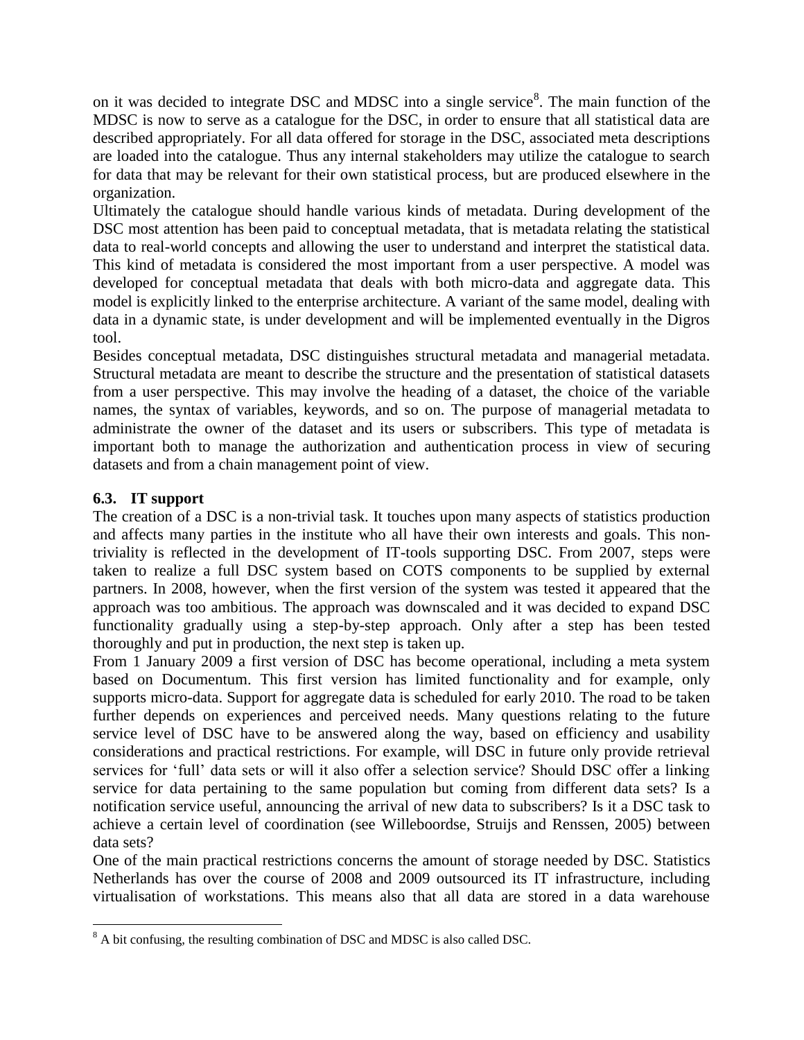on it was decided to integrate DSC and MDSC into a single service[8]. The main function of the MDSC is now to serve as a catalogue for the DSC, in order to ensure that all statistical data are described appropriately. For all data offered for storage in the DSC, associated meta descriptions are loaded into the catalogue. Thus any internal stakeholders may utilize the catalogue to search for data that may be relevant for their own statistical process, but are produced elsewhere in the organization.

Ultimately the catalogue should handle various kinds of metadata. During development of the DSC most attention has been paid to conceptual metadata, that is metadata relating the statistical data to real-world concepts and allowing the user to understand and interpret the statistical data. This kind of metadata is considered the most important from a user perspective. A model was developed for conceptual metadata that deals with both micro-data and aggregate data. This model is explicitly linked to the enterprise architecture. A variant of the same model, dealing with data in a dynamic state, is under development and will be implemented eventually in the Digros tool.

Besides conceptual metadata, DSC distinguishes structural metadata and managerial metadata. Structural metadata are meant to describe the structure and the presentation of statistical datasets from a user perspective. This may involve the heading of a dataset, the choice of the variable names, the syntax of variables, keywords, and so on. The purpose of managerial metadata to administrate the owner of the dataset and its users or subscribers. This type of metadata is important both to manage the authorization and authentication process in view of securing datasets and from a chain management point of view.

### 6.3. IT support

The creation of a DSC is a non-trivial task. It touches upon many aspects of statistics production and affects many parties in the institute who all have their own interests and goals. This non-triviality is reflected in the development of IT-tools supporting DSC. From 2007, steps were taken to realize a full DSC system based on COTS components to be supplied by external partners. In 2008, however, when the first version of the system was tested it appeared that the approach was too ambitious. The approach was downscaled and it was decided to expand DSC functionality gradually using a step-by-step approach. Only after a step has been tested thoroughly and put in production, the next step is taken up.

From 1 January 2009 a first version of DSC has become operational, including a meta system based on Documentum. This first version has limited functionality and for example, only supports micro-data. Support for aggregate data is scheduled for early 2010. The road to be taken further depends on experiences and perceived needs. Many questions relating to the future service level of DSC have to be answered along the way, based on efficiency and usability considerations and practical restrictions. For example, will DSC in future only provide retrieval services for 'full' data sets or will it also offer a selection service? Should DSC offer a linking service for data pertaining to the same population but coming from different data sets? Is a notification service useful, announcing the arrival of new data to subscribers? Is it a DSC task to achieve a certain level of coordination (see Willeboordse, Struijs and Renssen, 2005) between data sets?

One of the main practical restrictions concerns the amount of storage needed by DSC. Statistics Netherlands has over the course of 2008 and 2009 outsourced its IT infrastructure, including virtualisation of workstations. This means also that all data are stored in a data warehouse

[8] A bit confusing, the resulting combination of DSC and MDSC is also called DSC.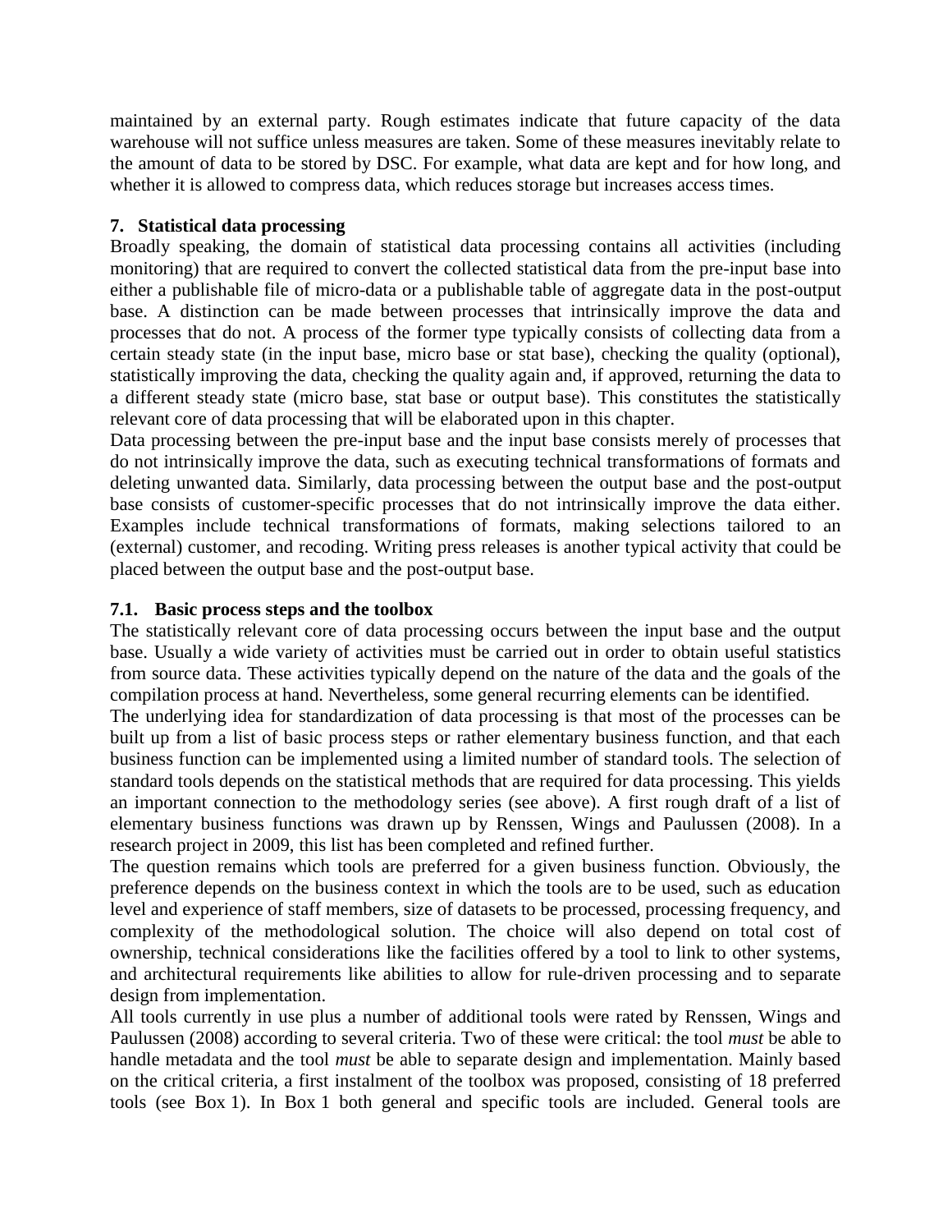maintained by an external party. Rough estimates indicate that future capacity of the data warehouse will not suffice unless measures are taken. Some of these measures inevitably relate to the amount of data to be stored by DSC. For example, what data are kept and for how long, and whether it is allowed to compress data, which reduces storage but increases access times.

## 7. Statistical data processing

Broadly speaking, the domain of statistical data processing contains all activities (including monitoring) that are required to convert the collected statistical data from the pre-input base into either a publishable file of micro-data or a publishable table of aggregate data in the post-output base. A distinction can be made between processes that intrinsically improve the data and processes that do not. A process of the former type typically consists of collecting data from a certain steady state (in the input base, micro base or stat base), checking the quality (optional), statistically improving the data, checking the quality again and, if approved, returning the data to a different steady state (micro base, stat base or output base). This constitutes the statistically relevant core of data processing that will be elaborated upon in this chapter.

Data processing between the pre-input base and the input base consists merely of processes that do not intrinsically improve the data, such as executing technical transformations of formats and deleting unwanted data. Similarly, data processing between the output base and the post-output base consists of customer-specific processes that do not intrinsically improve the data either. Examples include technical transformations of formats, making selections tailored to an (external) customer, and recoding. Writing press releases is another typical activity that could be placed between the output base and the post-output base.

### 7.1. Basic process steps and the toolbox

The statistically relevant core of data processing occurs between the input base and the output base. Usually a wide variety of activities must be carried out in order to obtain useful statistics from source data. These activities typically depend on the nature of the data and the goals of the compilation process at hand. Nevertheless, some general recurring elements can be identified.

The underlying idea for standardization of data processing is that most of the processes can be built up from a list of basic process steps or rather elementary business function, and that each business function can be implemented using a limited number of standard tools. The selection of standard tools depends on the statistical methods that are required for data processing. This yields an important connection to the methodology series (see above). A first rough draft of a list of elementary business functions was drawn up by Renssen, Wings and Paulussen (2008). In a research project in 2009, this list has been completed and refined further.

The question remains which tools are preferred for a given business function. Obviously, the preference depends on the business context in which the tools are to be used, such as education level and experience of staff members, size of datasets to be processed, processing frequency, and complexity of the methodological solution. The choice will also depend on total cost of ownership, technical considerations like the facilities offered by a tool to link to other systems, and architectural requirements like abilities to allow for rule-driven processing and to separate design from implementation.

All tools currently in use plus a number of additional tools were rated by Renssen, Wings and Paulussen (2008) according to several criteria. Two of these were critical: the tool *must* be able to handle metadata and the tool *must* be able to separate design and implementation. Mainly based on the critical criteria, a first instalment of the toolbox was proposed, consisting of 18 preferred tools (see Box 1). In Box 1 both general and specific tools are included. General tools are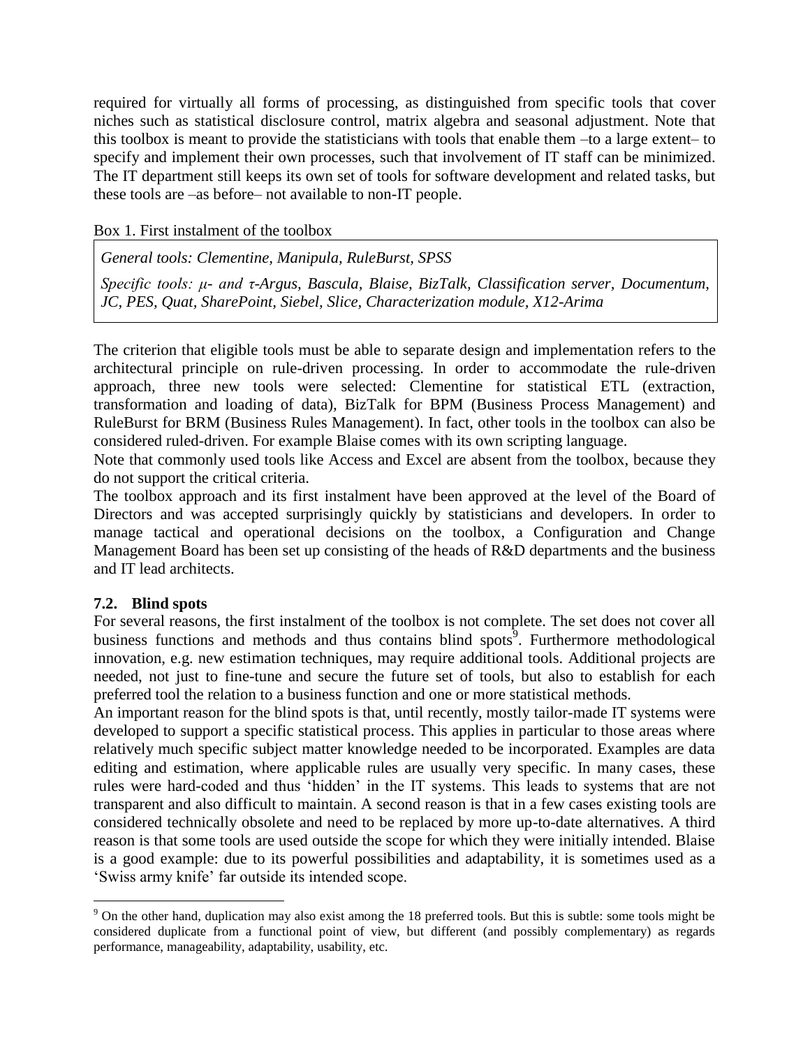required for virtually all forms of processing, as distinguished from specific tools that cover niches such as statistical disclosure control, matrix algebra and seasonal adjustment. Note that this toolbox is meant to provide the statisticians with tools that enable them –to a large extent– to specify and implement their own processes, such that involvement of IT staff can be minimized. The IT department still keeps its own set of tools for software development and related tasks, but these tools are –as before– not available to non-IT people.

Box 1. First instalment of the toolbox

> *General tools: Clementine, Manipula, RuleBurst, SPSS*
>
> *Specific tools: μ- and τ-Argus, Bascula, Blaise, BizTalk, Classification server, Documentum, JC, PES, Quat, SharePoint, Siebel, Slice, Characterization module, X12-Arima*

The criterion that eligible tools must be able to separate design and implementation refers to the architectural principle on rule-driven processing. In order to accommodate the rule-driven approach, three new tools were selected: Clementine for statistical ETL (extraction, transformation and loading of data), BizTalk for BPM (Business Process Management) and RuleBurst for BRM (Business Rules Management). In fact, other tools in the toolbox can also be considered ruled-driven. For example Blaise comes with its own scripting language.

Note that commonly used tools like Access and Excel are absent from the toolbox, because they do not support the critical criteria.

The toolbox approach and its first instalment have been approved at the level of the Board of Directors and was accepted surprisingly quickly by statisticians and developers. In order to manage tactical and operational decisions on the toolbox, a Configuration and Change Management Board has been set up consisting of the heads of R&D departments and the business and IT lead architects.

### 7.2. Blind spots

For several reasons, the first instalment of the toolbox is not complete. The set does not cover all business functions and methods and thus contains blind spots[9]. Furthermore methodological innovation, e.g. new estimation techniques, may require additional tools. Additional projects are needed, not just to fine-tune and secure the future set of tools, but also to establish for each preferred tool the relation to a business function and one or more statistical methods.

An important reason for the blind spots is that, until recently, mostly tailor-made IT systems were developed to support a specific statistical process. This applies in particular to those areas where relatively much specific subject matter knowledge needed to be incorporated. Examples are data editing and estimation, where applicable rules are usually very specific. In many cases, these rules were hard-coded and thus 'hidden' in the IT systems. This leads to systems that are not transparent and also difficult to maintain. A second reason is that in a few cases existing tools are considered technically obsolete and need to be replaced by more up-to-date alternatives. A third reason is that some tools are used outside the scope for which they were initially intended. Blaise is a good example: due to its powerful possibilities and adaptability, it is sometimes used as a 'Swiss army knife' far outside its intended scope.

[9] On the other hand, duplication may also exist among the 18 preferred tools. But this is subtle: some tools might be considered duplicate from a functional point of view, but different (and possibly complementary) as regards performance, manageability, adaptability, usability, etc.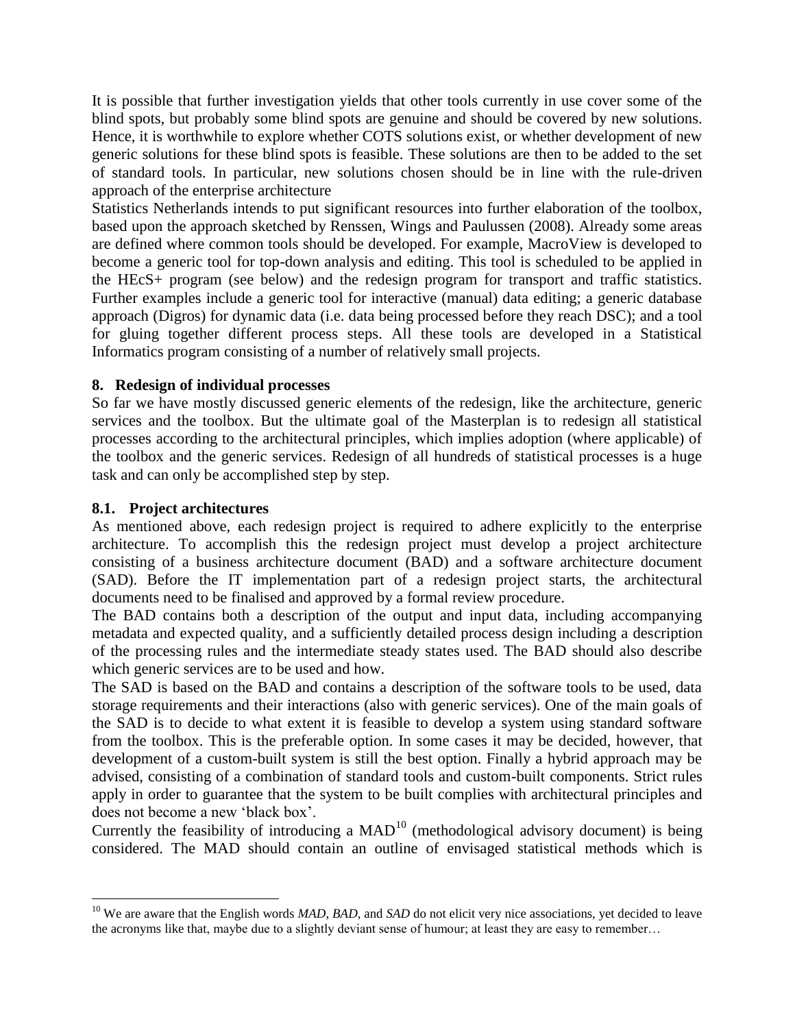It is possible that further investigation yields that other tools currently in use cover some of the blind spots, but probably some blind spots are genuine and should be covered by new solutions. Hence, it is worthwhile to explore whether COTS solutions exist, or whether development of new generic solutions for these blind spots is feasible. These solutions are then to be added to the set of standard tools. In particular, new solutions chosen should be in line with the rule-driven approach of the enterprise architecture

Statistics Netherlands intends to put significant resources into further elaboration of the toolbox, based upon the approach sketched by Renssen, Wings and Paulussen (2008). Already some areas are defined where common tools should be developed. For example, MacroView is developed to become a generic tool for top-down analysis and editing. This tool is scheduled to be applied in the HEcS+ program (see below) and the redesign program for transport and traffic statistics. Further examples include a generic tool for interactive (manual) data editing; a generic database approach (Digros) for dynamic data (i.e. data being processed before they reach DSC); and a tool for gluing together different process steps. All these tools are developed in a Statistical Informatics program consisting of a number of relatively small projects.

## 8. Redesign of individual processes

So far we have mostly discussed generic elements of the redesign, like the architecture, generic services and the toolbox. But the ultimate goal of the Masterplan is to redesign all statistical processes according to the architectural principles, which implies adoption (where applicable) of the toolbox and the generic services. Redesign of all hundreds of statistical processes is a huge task and can only be accomplished step by step.

### 8.1. Project architectures

As mentioned above, each redesign project is required to adhere explicitly to the enterprise architecture. To accomplish this the redesign project must develop a project architecture consisting of a business architecture document (BAD) and a software architecture document (SAD). Before the IT implementation part of a redesign project starts, the architectural documents need to be finalised and approved by a formal review procedure.

The BAD contains both a description of the output and input data, including accompanying metadata and expected quality, and a sufficiently detailed process design including a description of the processing rules and the intermediate steady states used. The BAD should also describe which generic services are to be used and how.

The SAD is based on the BAD and contains a description of the software tools to be used, data storage requirements and their interactions (also with generic services). One of the main goals of the SAD is to decide to what extent it is feasible to develop a system using standard software from the toolbox. This is the preferable option. In some cases it may be decided, however, that development of a custom-built system is still the best option. Finally a hybrid approach may be advised, consisting of a combination of standard tools and custom-built components. Strict rules apply in order to guarantee that the system to be built complies with architectural principles and does not become a new 'black box'.

Currently the feasibility of introducing a MAD[10] (methodological advisory document) is being considered. The MAD should contain an outline of envisaged statistical methods which is

---

[10] We are aware that the English words *MAD*, *BAD*, and *SAD* do not elicit very nice associations, yet decided to leave the acronyms like that, maybe due to a slightly deviant sense of humour; at least they are easy to remember…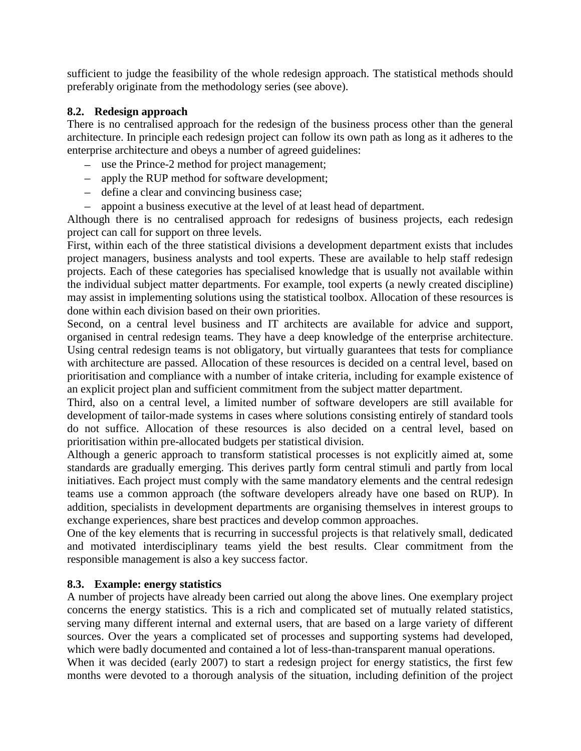sufficient to judge the feasibility of the whole redesign approach. The statistical methods should preferably originate from the methodology series (see above).

### 8.2. Redesign approach

There is no centralised approach for the redesign of the business process other than the general architecture. In principle each redesign project can follow its own path as long as it adheres to the enterprise architecture and obeys a number of agreed guidelines:

- use the Prince-2 method for project management;
- apply the RUP method for software development;
- define a clear and convincing business case;
- appoint a business executive at the level of at least head of department.

Although there is no centralised approach for redesigns of business projects, each redesign project can call for support on three levels.

First, within each of the three statistical divisions a development department exists that includes project managers, business analysts and tool experts. These are available to help staff redesign projects. Each of these categories has specialised knowledge that is usually not available within the individual subject matter departments. For example, tool experts (a newly created discipline) may assist in implementing solutions using the statistical toolbox. Allocation of these resources is done within each division based on their own priorities.

Second, on a central level business and IT architects are available for advice and support, organised in central redesign teams. They have a deep knowledge of the enterprise architecture. Using central redesign teams is not obligatory, but virtually guarantees that tests for compliance with architecture are passed. Allocation of these resources is decided on a central level, based on prioritisation and compliance with a number of intake criteria, including for example existence of an explicit project plan and sufficient commitment from the subject matter department.

Third, also on a central level, a limited number of software developers are still available for development of tailor-made systems in cases where solutions consisting entirely of standard tools do not suffice. Allocation of these resources is also decided on a central level, based on prioritisation within pre-allocated budgets per statistical division.

Although a generic approach to transform statistical processes is not explicitly aimed at, some standards are gradually emerging. This derives partly form central stimuli and partly from local initiatives. Each project must comply with the same mandatory elements and the central redesign teams use a common approach (the software developers already have one based on RUP). In addition, specialists in development departments are organising themselves in interest groups to exchange experiences, share best practices and develop common approaches.

One of the key elements that is recurring in successful projects is that relatively small, dedicated and motivated interdisciplinary teams yield the best results. Clear commitment from the responsible management is also a key success factor.

### 8.3. Example: energy statistics

A number of projects have already been carried out along the above lines. One exemplary project concerns the energy statistics. This is a rich and complicated set of mutually related statistics, serving many different internal and external users, that are based on a large variety of different sources. Over the years a complicated set of processes and supporting systems had developed, which were badly documented and contained a lot of less-than-transparent manual operations.

When it was decided (early 2007) to start a redesign project for energy statistics, the first few months were devoted to a thorough analysis of the situation, including definition of the project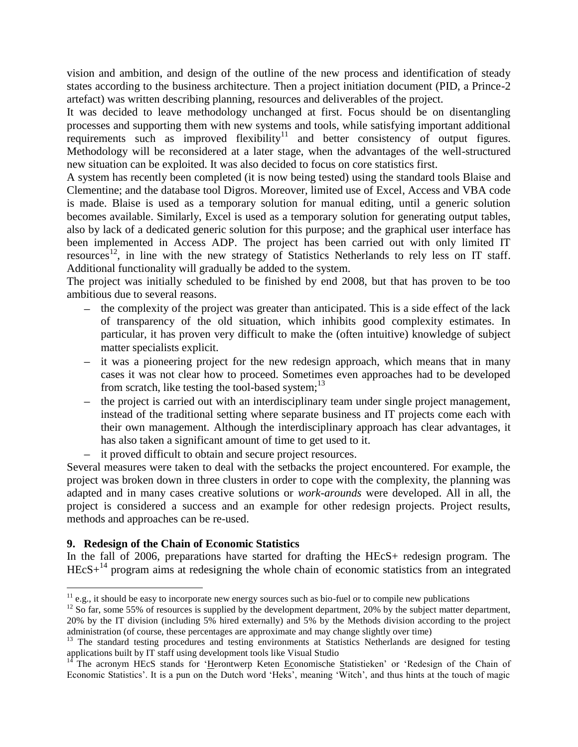vision and ambition, and design of the outline of the new process and identification of steady states according to the business architecture. Then a project initiation document (PID, a Prince-2 artefact) was written describing planning, resources and deliverables of the project.

It was decided to leave methodology unchanged at first. Focus should be on disentangling processes and supporting them with new systems and tools, while satisfying important additional requirements such as improved flexibility[11] and better consistency of output figures. Methodology will be reconsidered at a later stage, when the advantages of the well-structured new situation can be exploited. It was also decided to focus on core statistics first.

A system has recently been completed (it is now being tested) using the standard tools Blaise and Clementine; and the database tool Digros. Moreover, limited use of Excel, Access and VBA code is made. Blaise is used as a temporary solution for manual editing, until a generic solution becomes available. Similarly, Excel is used as a temporary solution for generating output tables, also by lack of a dedicated generic solution for this purpose; and the graphical user interface has been implemented in Access ADP. The project has been carried out with only limited IT resources[12], in line with the new strategy of Statistics Netherlands to rely less on IT staff. Additional functionality will gradually be added to the system.

The project was initially scheduled to be finished by end 2008, but that has proven to be too ambitious due to several reasons.

- the complexity of the project was greater than anticipated. This is a side effect of the lack of transparency of the old situation, which inhibits good complexity estimates. In particular, it has proven very difficult to make the (often intuitive) knowledge of subject matter specialists explicit.
- it was a pioneering project for the new redesign approach, which means that in many cases it was not clear how to proceed. Sometimes even approaches had to be developed from scratch, like testing the tool-based system;[13]
- the project is carried out with an interdisciplinary team under single project management, instead of the traditional setting where separate business and IT projects come each with their own management. Although the interdisciplinary approach has clear advantages, it has also taken a significant amount of time to get used to it.
- it proved difficult to obtain and secure project resources.

Several measures were taken to deal with the setbacks the project encountered. For example, the project was broken down in three clusters in order to cope with the complexity, the planning was adapted and in many cases creative solutions or *work-arounds* were developed. All in all, the project is considered a success and an example for other redesign projects. Project results, methods and approaches can be re-used.

## 9. Redesign of the Chain of Economic Statistics

In the fall of 2006, preparations have started for drafting the HEcS+ redesign program. The HEcS+[14] program aims at redesigning the whole chain of economic statistics from an integrated

---

[11] e.g., it should be easy to incorporate new energy sources such as bio-fuel or to compile new publications

[12] So far, some 55% of resources is supplied by the development department, 20% by the subject matter department, 20% by the IT division (including 5% hired externally) and 5% by the Methods division according to the project administration (of course, these percentages are approximate and may change slightly over time)

[13] The standard testing procedures and testing environments at Statistics Netherlands are designed for testing applications built by IT staff using development tools like Visual Studio

[14] The acronym HEcS stands for 'Herontwerp Keten Economische Statistieken' or 'Redesign of the Chain of Economic Statistics'. It is a pun on the Dutch word 'Heks', meaning 'Witch', and thus hints at the touch of magic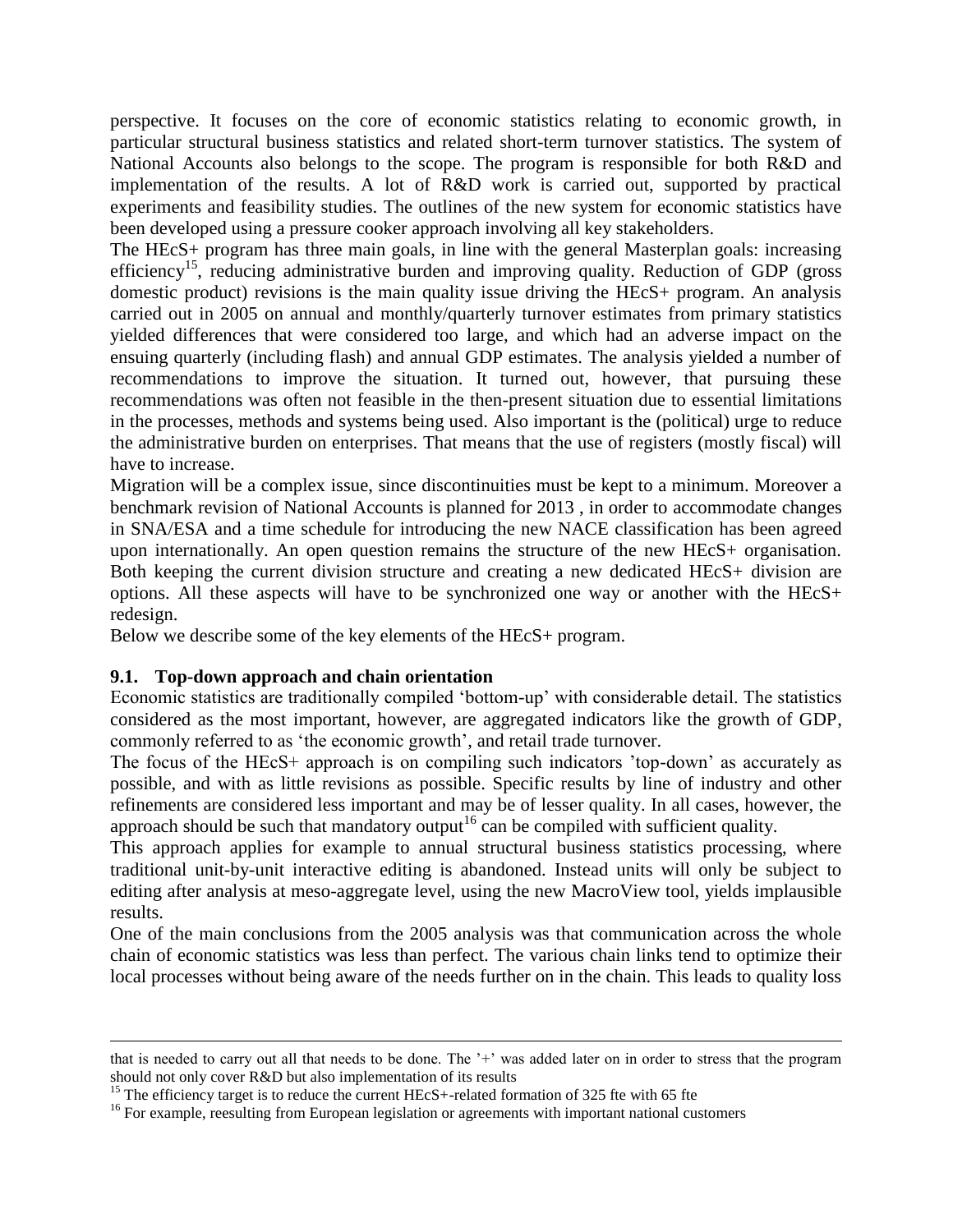perspective. It focuses on the core of economic statistics relating to economic growth, in particular structural business statistics and related short-term turnover statistics. The system of National Accounts also belongs to the scope. The program is responsible for both R&D and implementation of the results. A lot of R&D work is carried out, supported by practical experiments and feasibility studies. The outlines of the new system for economic statistics have been developed using a pressure cooker approach involving all key stakeholders.

The HEcS+ program has three main goals, in line with the general Masterplan goals: increasing efficiency[15], reducing administrative burden and improving quality. Reduction of GDP (gross domestic product) revisions is the main quality issue driving the HEcS+ program. An analysis carried out in 2005 on annual and monthly/quarterly turnover estimates from primary statistics yielded differences that were considered too large, and which had an adverse impact on the ensuing quarterly (including flash) and annual GDP estimates. The analysis yielded a number of recommendations to improve the situation. It turned out, however, that pursuing these recommendations was often not feasible in the then-present situation due to essential limitations in the processes, methods and systems being used. Also important is the (political) urge to reduce the administrative burden on enterprises. That means that the use of registers (mostly fiscal) will have to increase.

Migration will be a complex issue, since discontinuities must be kept to a minimum. Moreover a benchmark revision of National Accounts is planned for 2013 , in order to accommodate changes in SNA/ESA and a time schedule for introducing the new NACE classification has been agreed upon internationally. An open question remains the structure of the new HEcS+ organisation. Both keeping the current division structure and creating a new dedicated HEcS+ division are options. All these aspects will have to be synchronized one way or another with the HEcS+ redesign.

Below we describe some of the key elements of the HEcS+ program.

### 9.1. Top-down approach and chain orientation

Economic statistics are traditionally compiled 'bottom-up' with considerable detail. The statistics considered as the most important, however, are aggregated indicators like the growth of GDP, commonly referred to as 'the economic growth', and retail trade turnover.

The focus of the HEcS+ approach is on compiling such indicators 'top-down' as accurately as possible, and with as little revisions as possible. Specific results by line of industry and other refinements are considered less important and may be of lesser quality. In all cases, however, the approach should be such that mandatory output[16] can be compiled with sufficient quality.

This approach applies for example to annual structural business statistics processing, where traditional unit-by-unit interactive editing is abandoned. Instead units will only be subject to editing after analysis at meso-aggregate level, using the new MacroView tool, yields implausible results.

One of the main conclusions from the 2005 analysis was that communication across the whole chain of economic statistics was less than perfect. The various chain links tend to optimize their local processes without being aware of the needs further on in the chain. This leads to quality loss

---

that is needed to carry out all that needs to be done. The '+' was added later on in order to stress that the program should not only cover R&D but also implementation of its results

[15] The efficiency target is to reduce the current HEcS+-related formation of 325 fte with 65 fte

[16] For example, reesulting from European legislation or agreements with important national customers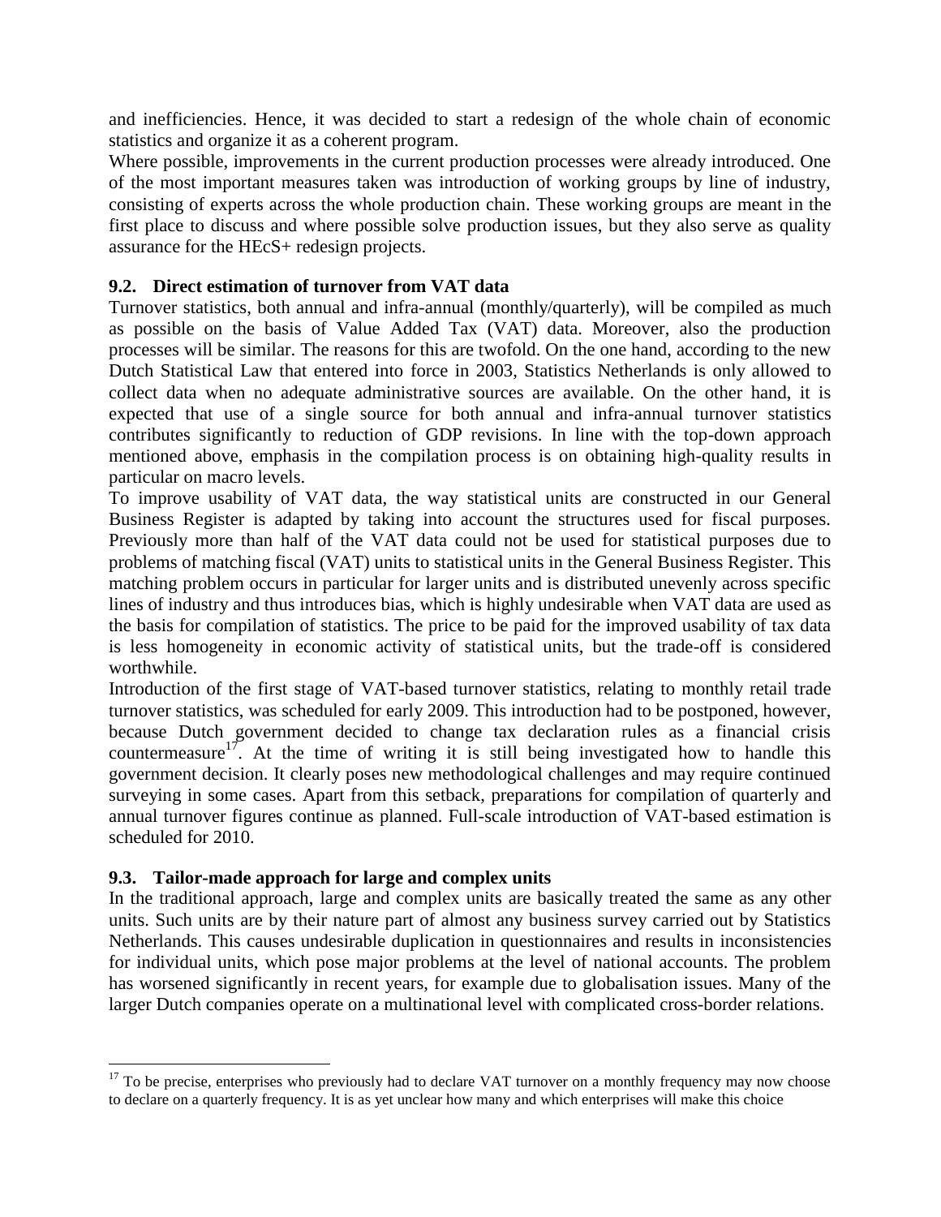and inefficiencies. Hence, it was decided to start a redesign of the whole chain of economic statistics and organize it as a coherent program.

Where possible, improvements in the current production processes were already introduced. One of the most important measures taken was introduction of working groups by line of industry, consisting of experts across the whole production chain. These working groups are meant in the first place to discuss and where possible solve production issues, but they also serve as quality assurance for the HEcS+ redesign projects.

### 9.2. Direct estimation of turnover from VAT data

Turnover statistics, both annual and infra-annual (monthly/quarterly), will be compiled as much as possible on the basis of Value Added Tax (VAT) data. Moreover, also the production processes will be similar. The reasons for this are twofold. On the one hand, according to the new Dutch Statistical Law that entered into force in 2003, Statistics Netherlands is only allowed to collect data when no adequate administrative sources are available. On the other hand, it is expected that use of a single source for both annual and infra-annual turnover statistics contributes significantly to reduction of GDP revisions. In line with the top-down approach mentioned above, emphasis in the compilation process is on obtaining high-quality results in particular on macro levels.

To improve usability of VAT data, the way statistical units are constructed in our General Business Register is adapted by taking into account the structures used for fiscal purposes. Previously more than half of the VAT data could not be used for statistical purposes due to problems of matching fiscal (VAT) units to statistical units in the General Business Register. This matching problem occurs in particular for larger units and is distributed unevenly across specific lines of industry and thus introduces bias, which is highly undesirable when VAT data are used as the basis for compilation of statistics. The price to be paid for the improved usability of tax data is less homogeneity in economic activity of statistical units, but the trade-off is considered worthwhile.

Introduction of the first stage of VAT-based turnover statistics, relating to monthly retail trade turnover statistics, was scheduled for early 2009. This introduction had to be postponed, however, because Dutch government decided to change tax declaration rules as a financial crisis countermeasure[17]. At the time of writing it is still being investigated how to handle this government decision. It clearly poses new methodological challenges and may require continued surveying in some cases. Apart from this setback, preparations for compilation of quarterly and annual turnover figures continue as planned. Full-scale introduction of VAT-based estimation is scheduled for 2010.

### 9.3. Tailor-made approach for large and complex units

In the traditional approach, large and complex units are basically treated the same as any other units. Such units are by their nature part of almost any business survey carried out by Statistics Netherlands. This causes undesirable duplication in questionnaires and results in inconsistencies for individual units, which pose major problems at the level of national accounts. The problem has worsened significantly in recent years, for example due to globalisation issues. Many of the larger Dutch companies operate on a multinational level with complicated cross-border relations.

---

[17] To be precise, enterprises who previously had to declare VAT turnover on a monthly frequency may now choose to declare on a quarterly frequency. It is as yet unclear how many and which enterprises will make this choice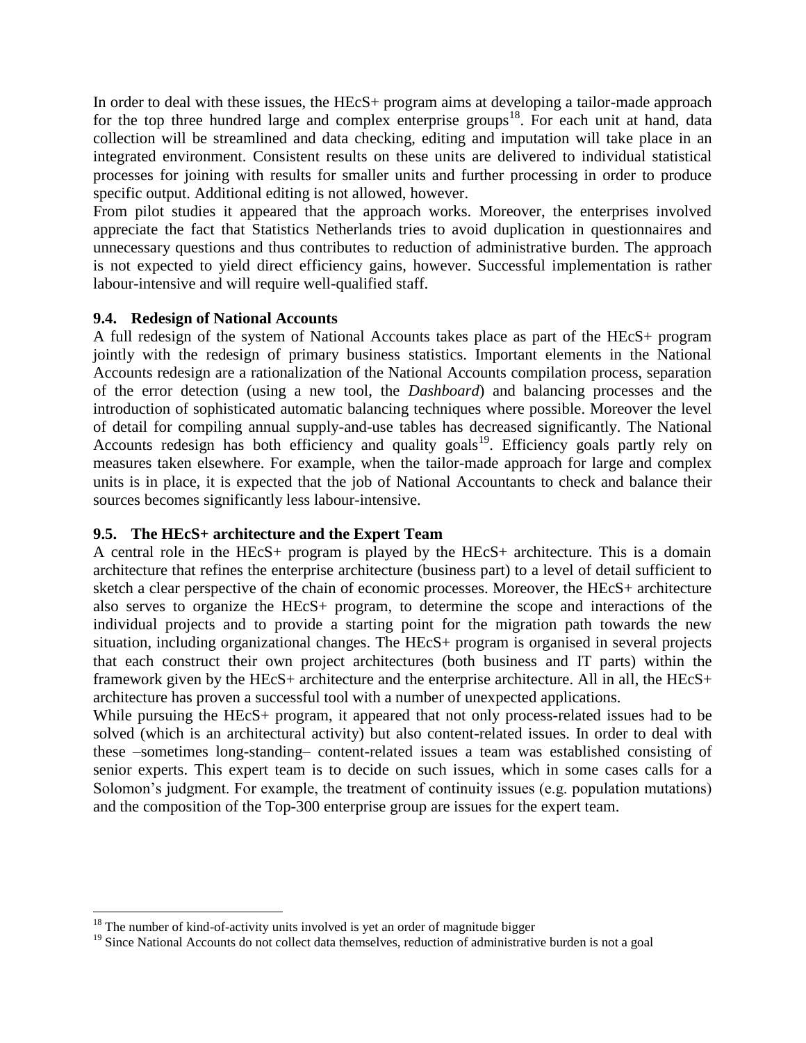In order to deal with these issues, the HEcS+ program aims at developing a tailor-made approach for the top three hundred large and complex enterprise groups[18]. For each unit at hand, data collection will be streamlined and data checking, editing and imputation will take place in an integrated environment. Consistent results on these units are delivered to individual statistical processes for joining with results for smaller units and further processing in order to produce specific output. Additional editing is not allowed, however.

From pilot studies it appeared that the approach works. Moreover, the enterprises involved appreciate the fact that Statistics Netherlands tries to avoid duplication in questionnaires and unnecessary questions and thus contributes to reduction of administrative burden. The approach is not expected to yield direct efficiency gains, however. Successful implementation is rather labour-intensive and will require well-qualified staff.

### 9.4. Redesign of National Accounts

A full redesign of the system of National Accounts takes place as part of the HEcS+ program jointly with the redesign of primary business statistics. Important elements in the National Accounts redesign are a rationalization of the National Accounts compilation process, separation of the error detection (using a new tool, the *Dashboard*) and balancing processes and the introduction of sophisticated automatic balancing techniques where possible. Moreover the level of detail for compiling annual supply-and-use tables has decreased significantly. The National Accounts redesign has both efficiency and quality goals[19]. Efficiency goals partly rely on measures taken elsewhere. For example, when the tailor-made approach for large and complex units is in place, it is expected that the job of National Accountants to check and balance their sources becomes significantly less labour-intensive.

### 9.5. The HEcS+ architecture and the Expert Team

A central role in the HEcS+ program is played by the HEcS+ architecture. This is a domain architecture that refines the enterprise architecture (business part) to a level of detail sufficient to sketch a clear perspective of the chain of economic processes. Moreover, the HEcS+ architecture also serves to organize the HEcS+ program, to determine the scope and interactions of the individual projects and to provide a starting point for the migration path towards the new situation, including organizational changes. The HEcS+ program is organised in several projects that each construct their own project architectures (both business and IT parts) within the framework given by the HEcS+ architecture and the enterprise architecture. All in all, the HEcS+ architecture has proven a successful tool with a number of unexpected applications.

While pursuing the HEcS+ program, it appeared that not only process-related issues had to be solved (which is an architectural activity) but also content-related issues. In order to deal with these –sometimes long-standing– content-related issues a team was established consisting of senior experts. This expert team is to decide on such issues, which in some cases calls for a Solomon's judgment. For example, the treatment of continuity issues (e.g. population mutations) and the composition of the Top-300 enterprise group are issues for the expert team.

---

[18] The number of kind-of-activity units involved is yet an order of magnitude bigger

[19] Since National Accounts do not collect data themselves, reduction of administrative burden is not a goal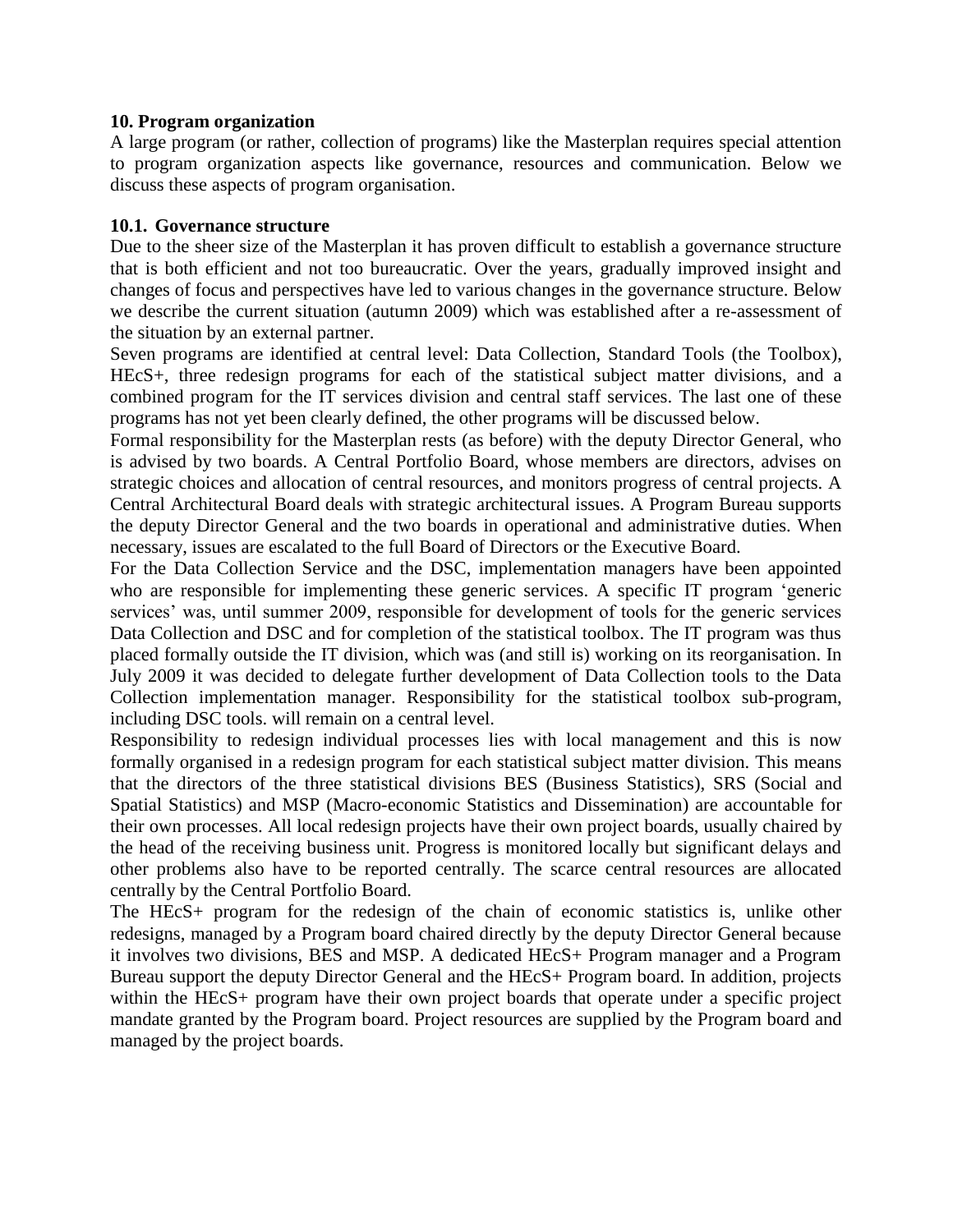## 10. Program organization

A large program (or rather, collection of programs) like the Masterplan requires special attention to program organization aspects like governance, resources and communication. Below we discuss these aspects of program organisation.

### 10.1. Governance structure

Due to the sheer size of the Masterplan it has proven difficult to establish a governance structure that is both efficient and not too bureaucratic. Over the years, gradually improved insight and changes of focus and perspectives have led to various changes in the governance structure. Below we describe the current situation (autumn 2009) which was established after a re-assessment of the situation by an external partner.

Seven programs are identified at central level: Data Collection, Standard Tools (the Toolbox), HEcS+, three redesign programs for each of the statistical subject matter divisions, and a combined program for the IT services division and central staff services. The last one of these programs has not yet been clearly defined, the other programs will be discussed below.

Formal responsibility for the Masterplan rests (as before) with the deputy Director General, who is advised by two boards. A Central Portfolio Board, whose members are directors, advises on strategic choices and allocation of central resources, and monitors progress of central projects. A Central Architectural Board deals with strategic architectural issues. A Program Bureau supports the deputy Director General and the two boards in operational and administrative duties. When necessary, issues are escalated to the full Board of Directors or the Executive Board.

For the Data Collection Service and the DSC, implementation managers have been appointed who are responsible for implementing these generic services. A specific IT program 'generic services' was, until summer 2009, responsible for development of tools for the generic services Data Collection and DSC and for completion of the statistical toolbox. The IT program was thus placed formally outside the IT division, which was (and still is) working on its reorganisation. In July 2009 it was decided to delegate further development of Data Collection tools to the Data Collection implementation manager. Responsibility for the statistical toolbox sub-program, including DSC tools. will remain on a central level.

Responsibility to redesign individual processes lies with local management and this is now formally organised in a redesign program for each statistical subject matter division. This means that the directors of the three statistical divisions BES (Business Statistics), SRS (Social and Spatial Statistics) and MSP (Macro-economic Statistics and Dissemination) are accountable for their own processes. All local redesign projects have their own project boards, usually chaired by the head of the receiving business unit. Progress is monitored locally but significant delays and other problems also have to be reported centrally. The scarce central resources are allocated centrally by the Central Portfolio Board.

The HEcS+ program for the redesign of the chain of economic statistics is, unlike other redesigns, managed by a Program board chaired directly by the deputy Director General because it involves two divisions, BES and MSP. A dedicated HEcS+ Program manager and a Program Bureau support the deputy Director General and the HEcS+ Program board. In addition, projects within the HEcS+ program have their own project boards that operate under a specific project mandate granted by the Program board. Project resources are supplied by the Program board and managed by the project boards.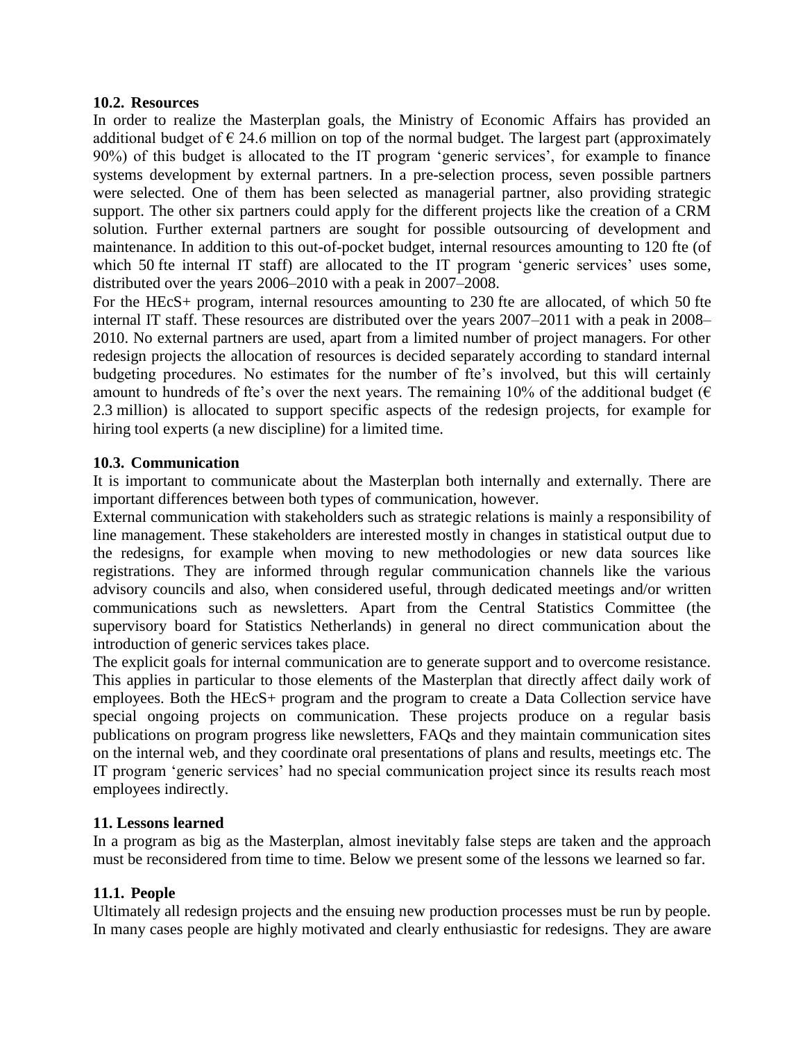### 10.2. Resources

In order to realize the Masterplan goals, the Ministry of Economic Affairs has provided an additional budget of € 24.6 million on top of the normal budget. The largest part (approximately 90%) of this budget is allocated to the IT program 'generic services', for example to finance systems development by external partners. In a pre-selection process, seven possible partners were selected. One of them has been selected as managerial partner, also providing strategic support. The other six partners could apply for the different projects like the creation of a CRM solution. Further external partners are sought for possible outsourcing of development and maintenance. In addition to this out-of-pocket budget, internal resources amounting to 120 fte (of which 50 fte internal IT staff) are allocated to the IT program 'generic services' uses some, distributed over the years 2006–2010 with a peak in 2007–2008.

For the HEcS+ program, internal resources amounting to 230 fte are allocated, of which 50 fte internal IT staff. These resources are distributed over the years 2007–2011 with a peak in 2008–2010. No external partners are used, apart from a limited number of project managers. For other redesign projects the allocation of resources is decided separately according to standard internal budgeting procedures. No estimates for the number of fte's involved, but this will certainly amount to hundreds of fte's over the next years. The remaining 10% of the additional budget (€ 2.3 million) is allocated to support specific aspects of the redesign projects, for example for hiring tool experts (a new discipline) for a limited time.

### 10.3. Communication

It is important to communicate about the Masterplan both internally and externally. There are important differences between both types of communication, however.

External communication with stakeholders such as strategic relations is mainly a responsibility of line management. These stakeholders are interested mostly in changes in statistical output due to the redesigns, for example when moving to new methodologies or new data sources like registrations. They are informed through regular communication channels like the various advisory councils and also, when considered useful, through dedicated meetings and/or written communications such as newsletters. Apart from the Central Statistics Committee (the supervisory board for Statistics Netherlands) in general no direct communication about the introduction of generic services takes place.

The explicit goals for internal communication are to generate support and to overcome resistance. This applies in particular to those elements of the Masterplan that directly affect daily work of employees. Both the HEcS+ program and the program to create a Data Collection service have special ongoing projects on communication. These projects produce on a regular basis publications on program progress like newsletters, FAQs and they maintain communication sites on the internal web, and they coordinate oral presentations of plans and results, meetings etc. The IT program 'generic services' had no special communication project since its results reach most employees indirectly.

## 11. Lessons learned

In a program as big as the Masterplan, almost inevitably false steps are taken and the approach must be reconsidered from time to time. Below we present some of the lessons we learned so far.

### 11.1. People

Ultimately all redesign projects and the ensuing new production processes must be run by people. In many cases people are highly motivated and clearly enthusiastic for redesigns. They are aware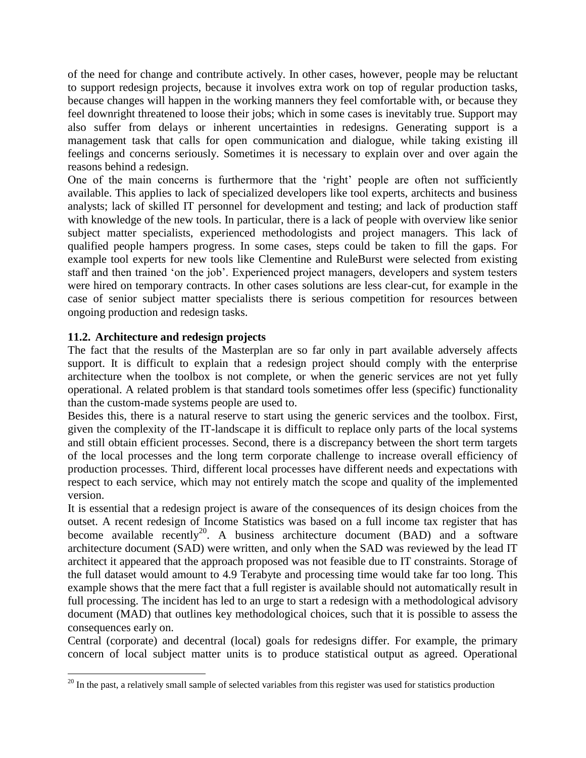of the need for change and contribute actively. In other cases, however, people may be reluctant to support redesign projects, because it involves extra work on top of regular production tasks, because changes will happen in the working manners they feel comfortable with, or because they feel downright threatened to loose their jobs; which in some cases is inevitably true. Support may also suffer from delays or inherent uncertainties in redesigns. Generating support is a management task that calls for open communication and dialogue, while taking existing ill feelings and concerns seriously. Sometimes it is necessary to explain over and over again the reasons behind a redesign.

One of the main concerns is furthermore that the 'right' people are often not sufficiently available. This applies to lack of specialized developers like tool experts, architects and business analysts; lack of skilled IT personnel for development and testing; and lack of production staff with knowledge of the new tools. In particular, there is a lack of people with overview like senior subject matter specialists, experienced methodologists and project managers. This lack of qualified people hampers progress. In some cases, steps could be taken to fill the gaps. For example tool experts for new tools like Clementine and RuleBurst were selected from existing staff and then trained 'on the job'. Experienced project managers, developers and system testers were hired on temporary contracts. In other cases solutions are less clear-cut, for example in the case of senior subject matter specialists there is serious competition for resources between ongoing production and redesign tasks.

### 11.2. Architecture and redesign projects

The fact that the results of the Masterplan are so far only in part available adversely affects support. It is difficult to explain that a redesign project should comply with the enterprise architecture when the toolbox is not complete, or when the generic services are not yet fully operational. A related problem is that standard tools sometimes offer less (specific) functionality than the custom-made systems people are used to.

Besides this, there is a natural reserve to start using the generic services and the toolbox. First, given the complexity of the IT-landscape it is difficult to replace only parts of the local systems and still obtain efficient processes. Second, there is a discrepancy between the short term targets of the local processes and the long term corporate challenge to increase overall efficiency of production processes. Third, different local processes have different needs and expectations with respect to each service, which may not entirely match the scope and quality of the implemented version.

It is essential that a redesign project is aware of the consequences of its design choices from the outset. A recent redesign of Income Statistics was based on a full income tax register that has become available recently[20]. A business architecture document (BAD) and a software architecture document (SAD) were written, and only when the SAD was reviewed by the lead IT architect it appeared that the approach proposed was not feasible due to IT constraints. Storage of the full dataset would amount to 4.9 Terabyte and processing time would take far too long. This example shows that the mere fact that a full register is available should not automatically result in full processing. The incident has led to an urge to start a redesign with a methodological advisory document (MAD) that outlines key methodological choices, such that it is possible to assess the consequences early on.

Central (corporate) and decentral (local) goals for redesigns differ. For example, the primary concern of local subject matter units is to produce statistical output as agreed. Operational

[20] In the past, a relatively small sample of selected variables from this register was used for statistics production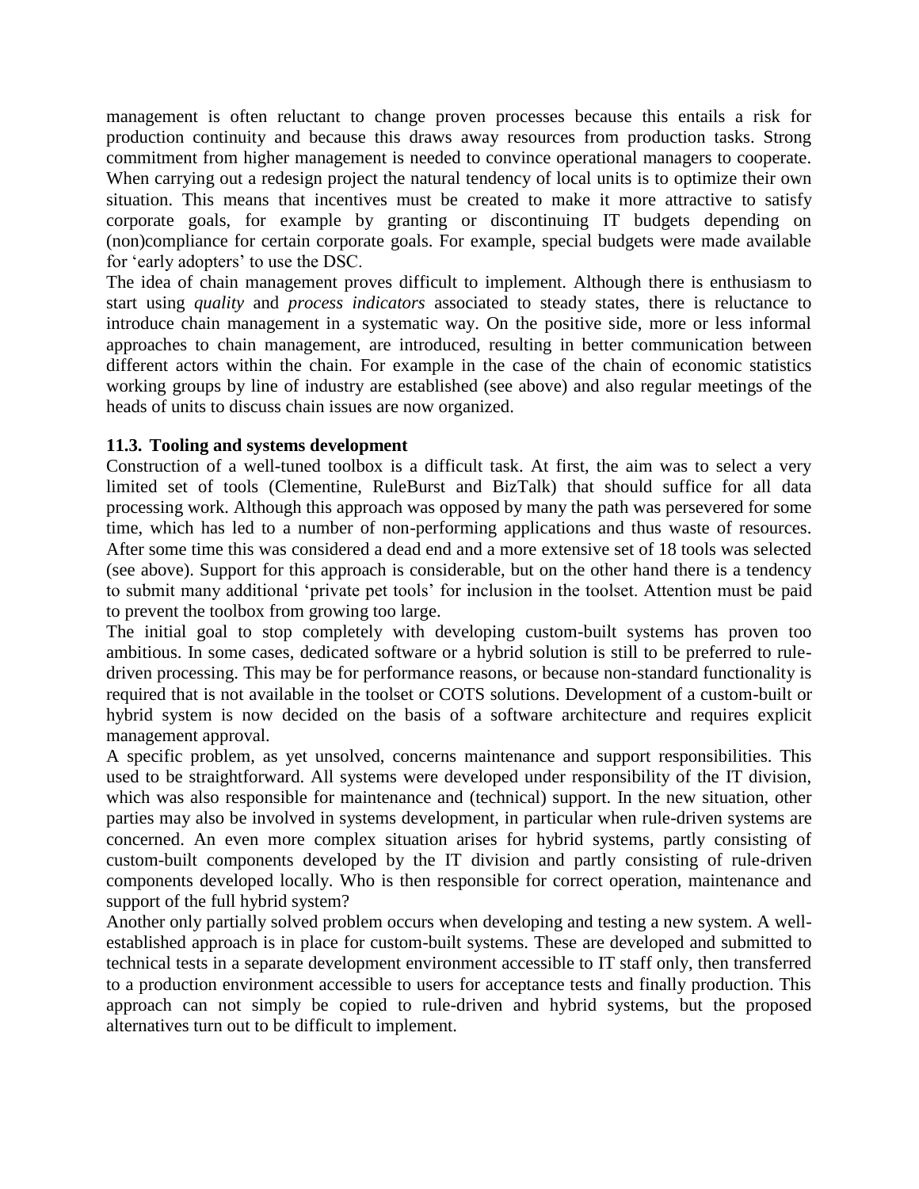management is often reluctant to change proven processes because this entails a risk for production continuity and because this draws away resources from production tasks. Strong commitment from higher management is needed to convince operational managers to cooperate. When carrying out a redesign project the natural tendency of local units is to optimize their own situation. This means that incentives must be created to make it more attractive to satisfy corporate goals, for example by granting or discontinuing IT budgets depending on (non)compliance for certain corporate goals. For example, special budgets were made available for 'early adopters' to use the DSC.

The idea of chain management proves difficult to implement. Although there is enthusiasm to start using *quality* and *process indicators* associated to steady states, there is reluctance to introduce chain management in a systematic way. On the positive side, more or less informal approaches to chain management, are introduced, resulting in better communication between different actors within the chain. For example in the case of the chain of economic statistics working groups by line of industry are established (see above) and also regular meetings of the heads of units to discuss chain issues are now organized.

### 11.3. Tooling and systems development

Construction of a well-tuned toolbox is a difficult task. At first, the aim was to select a very limited set of tools (Clementine, RuleBurst and BizTalk) that should suffice for all data processing work. Although this approach was opposed by many the path was persevered for some time, which has led to a number of non-performing applications and thus waste of resources. After some time this was considered a dead end and a more extensive set of 18 tools was selected (see above). Support for this approach is considerable, but on the other hand there is a tendency to submit many additional 'private pet tools' for inclusion in the toolset. Attention must be paid to prevent the toolbox from growing too large.

The initial goal to stop completely with developing custom-built systems has proven too ambitious. In some cases, dedicated software or a hybrid solution is still to be preferred to rule-driven processing. This may be for performance reasons, or because non-standard functionality is required that is not available in the toolset or COTS solutions. Development of a custom-built or hybrid system is now decided on the basis of a software architecture and requires explicit management approval.

A specific problem, as yet unsolved, concerns maintenance and support responsibilities. This used to be straightforward. All systems were developed under responsibility of the IT division, which was also responsible for maintenance and (technical) support. In the new situation, other parties may also be involved in systems development, in particular when rule-driven systems are concerned. An even more complex situation arises for hybrid systems, partly consisting of custom-built components developed by the IT division and partly consisting of rule-driven components developed locally. Who is then responsible for correct operation, maintenance and support of the full hybrid system?

Another only partially solved problem occurs when developing and testing a new system. A well-established approach is in place for custom-built systems. These are developed and submitted to technical tests in a separate development environment accessible to IT staff only, then transferred to a production environment accessible to users for acceptance tests and finally production. This approach can not simply be copied to rule-driven and hybrid systems, but the proposed alternatives turn out to be difficult to implement.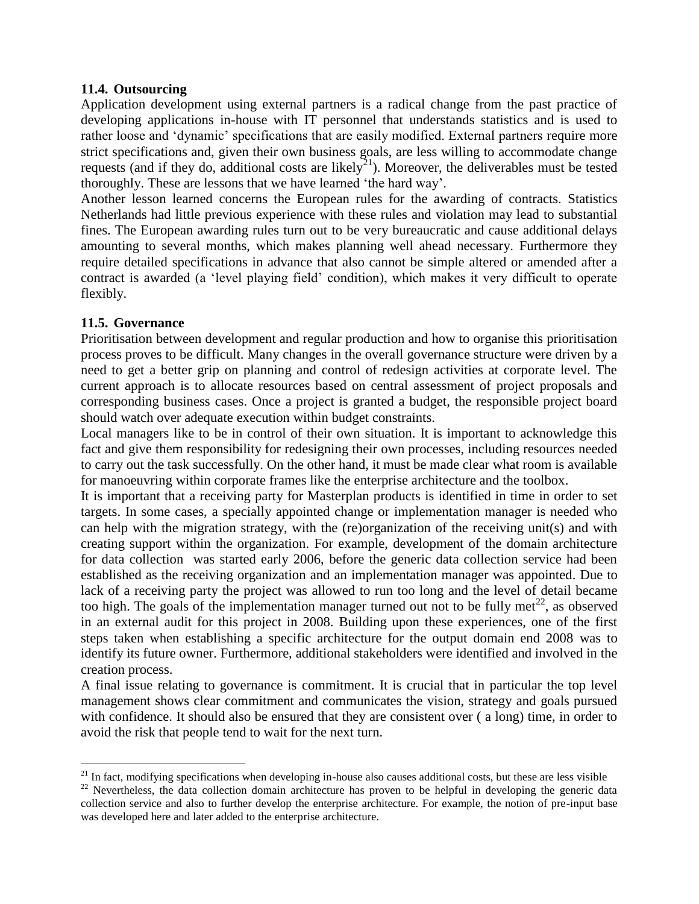### 11.4. Outsourcing

Application development using external partners is a radical change from the past practice of developing applications in-house with IT personnel that understands statistics and is used to rather loose and 'dynamic' specifications that are easily modified. External partners require more strict specifications and, given their own business goals, are less willing to accommodate change requests (and if they do, additional costs are likely[21]). Moreover, the deliverables must be tested thoroughly. These are lessons that we have learned 'the hard way'.

Another lesson learned concerns the European rules for the awarding of contracts. Statistics Netherlands had little previous experience with these rules and violation may lead to substantial fines. The European awarding rules turn out to be very bureaucratic and cause additional delays amounting to several months, which makes planning well ahead necessary. Furthermore they require detailed specifications in advance that also cannot be simple altered or amended after a contract is awarded (a 'level playing field' condition), which makes it very difficult to operate flexibly.

### 11.5. Governance

Prioritisation between development and regular production and how to organise this prioritisation process proves to be difficult. Many changes in the overall governance structure were driven by a need to get a better grip on planning and control of redesign activities at corporate level. The current approach is to allocate resources based on central assessment of project proposals and corresponding business cases. Once a project is granted a budget, the responsible project board should watch over adequate execution within budget constraints.

Local managers like to be in control of their own situation. It is important to acknowledge this fact and give them responsibility for redesigning their own processes, including resources needed to carry out the task successfully. On the other hand, it must be made clear what room is available for manoeuvring within corporate frames like the enterprise architecture and the toolbox.

It is important that a receiving party for Masterplan products is identified in time in order to set targets. In some cases, a specially appointed change or implementation manager is needed who can help with the migration strategy, with the (re)organization of the receiving unit(s) and with creating support within the organization. For example, development of the domain architecture for data collection was started early 2006, before the generic data collection service had been established as the receiving organization and an implementation manager was appointed. Due to lack of a receiving party the project was allowed to run too long and the level of detail became too high. The goals of the implementation manager turned out not to be fully met[22], as observed in an external audit for this project in 2008. Building upon these experiences, one of the first steps taken when establishing a specific architecture for the output domain end 2008 was to identify its future owner. Furthermore, additional stakeholders were identified and involved in the creation process.

A final issue relating to governance is commitment. It is crucial that in particular the top level management shows clear commitment and communicates the vision, strategy and goals pursued with confidence. It should also be ensured that they are consistent over ( a long) time, in order to avoid the risk that people tend to wait for the next turn.

---

[21] In fact, modifying specifications when developing in-house also causes additional costs, but these are less visible

[22] Nevertheless, the data collection domain architecture has proven to be helpful in developing the generic data collection service and also to further develop the enterprise architecture. For example, the notion of pre-input base was developed here and later added to the enterprise architecture.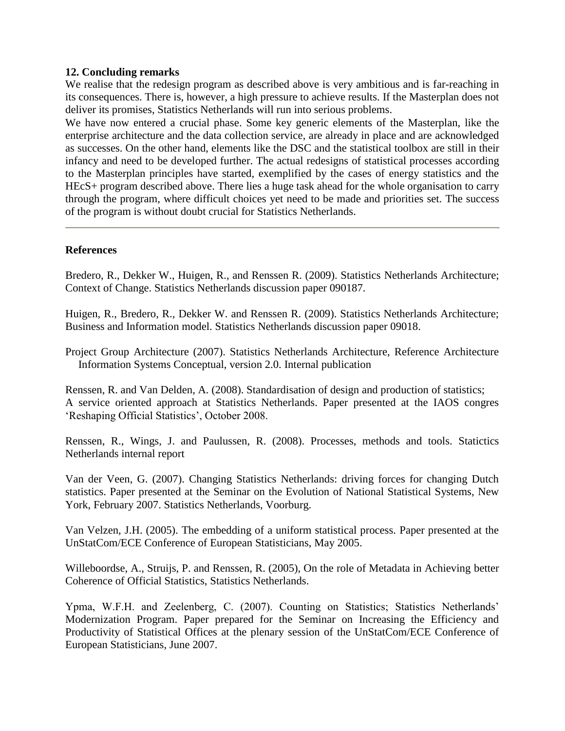## 12. Concluding remarks

We realise that the redesign program as described above is very ambitious and is far-reaching in its consequences. There is, however, a high pressure to achieve results. If the Masterplan does not deliver its promises, Statistics Netherlands will run into serious problems.

We have now entered a crucial phase. Some key generic elements of the Masterplan, like the enterprise architecture and the data collection service, are already in place and are acknowledged as successes. On the other hand, elements like the DSC and the statistical toolbox are still in their infancy and need to be developed further. The actual redesigns of statistical processes according to the Masterplan principles have started, exemplified by the cases of energy statistics and the HEcS+ program described above. There lies a huge task ahead for the whole organisation to carry through the program, where difficult choices yet need to be made and priorities set. The success of the program is without doubt crucial for Statistics Netherlands.

---

## References

Bredero, R., Dekker W., Huigen, R., and Renssen R. (2009). Statistics Netherlands Architecture; Context of Change. Statistics Netherlands discussion paper 090187.

Huigen, R., Bredero, R., Dekker W. and Renssen R. (2009). Statistics Netherlands Architecture; Business and Information model. Statistics Netherlands discussion paper 09018.

Project Group Architecture (2007). Statistics Netherlands Architecture, Reference Architecture Information Systems Conceptual, version 2.0. Internal publication

Renssen, R. and Van Delden, A. (2008). Standardisation of design and production of statistics; A service oriented approach at Statistics Netherlands. Paper presented at the IAOS congres 'Reshaping Official Statistics', October 2008.

Renssen, R., Wings, J. and Paulussen, R. (2008). Processes, methods and tools. Statictics Netherlands internal report

Van der Veen, G. (2007). Changing Statistics Netherlands: driving forces for changing Dutch statistics. Paper presented at the Seminar on the Evolution of National Statistical Systems, New York, February 2007. Statistics Netherlands, Voorburg.

Van Velzen, J.H. (2005). The embedding of a uniform statistical process. Paper presented at the UnStatCom/ECE Conference of European Statisticians, May 2005.

Willeboordse, A., Struijs, P. and Renssen, R. (2005), On the role of Metadata in Achieving better Coherence of Official Statistics, Statistics Netherlands.

Ypma, W.F.H. and Zeelenberg, C. (2007). Counting on Statistics; Statistics Netherlands' Modernization Program. Paper prepared for the Seminar on Increasing the Efficiency and Productivity of Statistical Offices at the plenary session of the UnStatCom/ECE Conference of European Statisticians, June 2007.